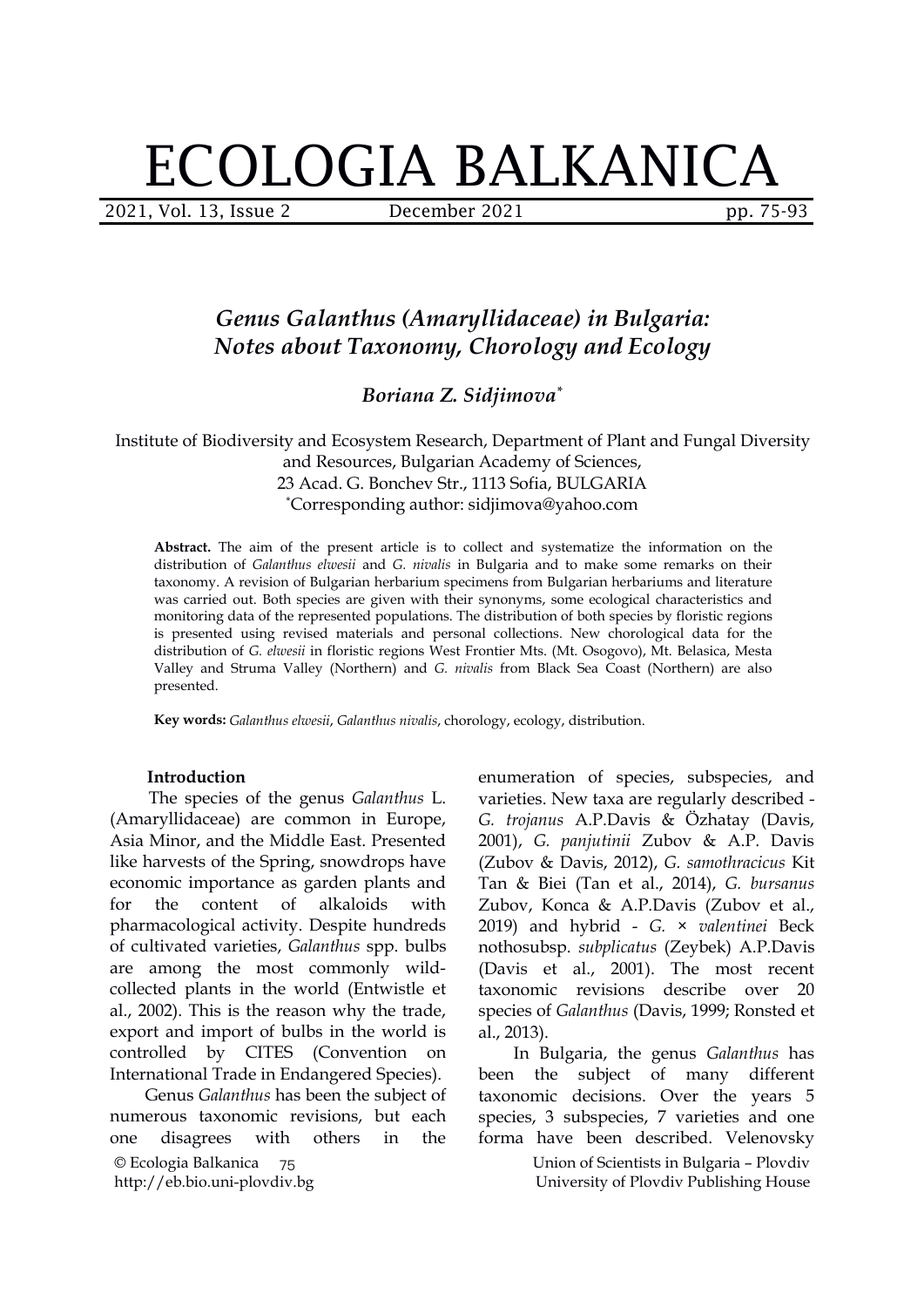# *Genus Galanthus (Amaryllidaceae) in Bulgaria: Notes about Taxonomy, Chorology and Ecology*

***Boriana Z. Sidjimova****

Institute of Biodiversity and Ecosystem Research, Department of Plant and Fungal Diversity and Resources, Bulgarian Academy of Sciences, 23 Acad. G. Bonchev Str., 1113 Sofia, BULGARIA
*Corresponding author: sidjimova@yahoo.com

**Abstract.** The aim of the present article is to collect and systematize the information on the distribution of *Galanthus elwesii* and *G. nivalis* in Bulgaria and to make some remarks on their taxonomy. A revision of Bulgarian herbarium specimens from Bulgarian herbariums and literature was carried out. Both species are given with their synonyms, some ecological characteristics and monitoring data of the represented populations. The distribution of both species by floristic regions is presented using revised materials and personal collections. New chorological data for the distribution of *G. elwesii* in floristic regions West Frontier Mts. (Mt. Osogovo), Mt. Belasica, Mesta Valley and Struma Valley (Northern) and *G. nivalis* from Black Sea Coast (Northern) are also presented.

**Key words:** *Galanthus elwesii*, *Galanthus nivalis*, chorology, ecology, distribution.

## Introduction

The species of the genus *Galanthus* L. (Amaryllidaceae) are common in Europe, Asia Minor, and the Middle East. Presented like harvests of the Spring, snowdrops have economic importance as garden plants and for the content of alkaloids with pharmacological activity. Despite hundreds of cultivated varieties, *Galanthus* spp. bulbs are among the most commonly wild-collected plants in the world (Entwistle et al., 2002). This is the reason why the trade, export and import of bulbs in the world is controlled by CITES (Convention on International Trade in Endangered Species).

Genus *Galanthus* has been the subject of numerous taxonomic revisions, but each one disagrees with others in the enumeration of species, subspecies, and varieties. New taxa are regularly described - *G. trojanus* A.P.Davis & Özhatay (Davis, 2001), *G. panjutinii* Zubov & A.P. Davis (Zubov & Davis, 2012), *G. samothracicus* Kit Tan & Biei (Tan et al., 2014), *G. bursanus* Zubov, Konca & A.P.Davis (Zubov et al., 2019) and hybrid - *G. × valentinei* Beck nothosubsp. *subplicatus* (Zeybek) A.P.Davis (Davis et al., 2001). The most recent taxonomic revisions describe over 20 species of *Galanthus* (Davis, 1999; Ronsted et al., 2013).

In Bulgaria, the genus *Galanthus* has been the subject of many different taxonomic decisions. Over the years 5 species, 3 subspecies, 7 varieties and one forma have been described. Velenovsky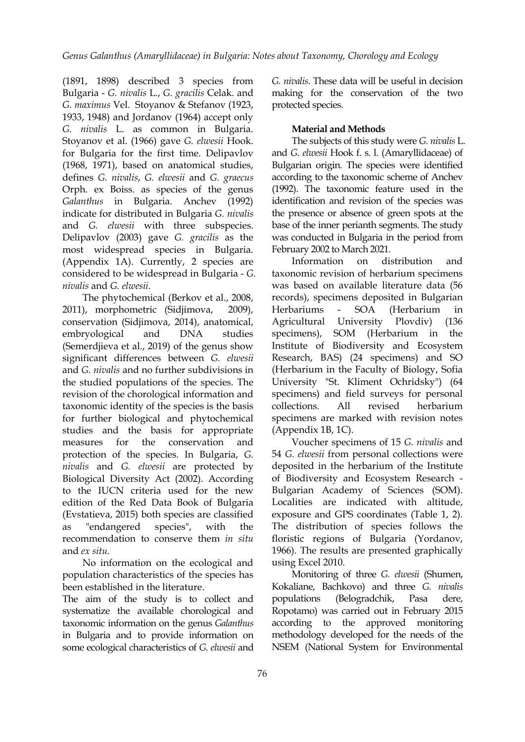(1891, 1898) described 3 species from Bulgaria - *G. nivalis* L., *G. gracilis* Celak. and *G. maximus* Vel. Stoyanov & Stefanov (1923, 1933, 1948) and Jordanov (1964) accept only *G. nivalis* L. as common in Bulgaria. Stoyanov et al. (1966) gave *G. elwesii* Hook. for Bulgaria for the first time. Delipavlov (1968, 1971), based on anatomical studies, defines *G. nivalis*, *G. elwesii* and *G. graecus* Orph. ex Boiss. as species of the genus *Galanthus* in Bulgaria. Anchev (1992) indicate for distributed in Bulgaria *G. nivalis* and *G. elwesii* with three subspecies. Delipavlov (2003) gave *G. gracilis* as the most widespread species in Bulgaria. (Appendix 1A). Currently, 2 species are considered to be widespread in Bulgaria - *G. nivalis* and *G. elwesii*.

The phytochemical (Berkov et al., 2008, 2011), morphometric (Sidjimova, 2009), conservation (Sidjimova, 2014), anatomical, embryological and DNA studies (Semerdjieva et al., 2019) of the genus show significant differences between *G. elwesii* and *G. nivalis* and no further subdivisions in the studied populations of the species. The revision of the chorological information and taxonomic identity of the species is the basis for further biological and phytochemical studies and the basis for appropriate measures for the conservation and protection of the species. In Bulgaria, *G. nivalis* and *G. elwesii* are protected by Biological Diversity Act (2002). According to the IUCN criteria used for the new edition of the Red Data Book of Bulgaria (Evstatieva, 2015) both species are classified as "endangered species", with the recommendation to conserve them *in situ* and *ex situ*.

No information on the ecological and population characteristics of the species has been established in the literature.

The aim of the study is to collect and systematize the available chorological and taxonomic information on the genus *Galanthus* in Bulgaria and to provide information on some ecological characteristics of *G. elwesii* and *G. nivalis*. These data will be useful in decision making for the conservation of the two protected species.

## Material and Methods

The subjects of this study were *G. nivalis* L. and *G. elwesii* Hook f. s. l. (Amaryllidaceae) of Bulgarian origin. The species were identified according to the taxonomic scheme of Anchev (1992). The taxonomic feature used in the identification and revision of the species was the presence or absence of green spots at the base of the inner perianth segments. The study was conducted in Bulgaria in the period from February 2002 to March 2021.

Information on distribution and taxonomic revision of herbarium specimens was based on available literature data (56 records), specimens deposited in Bulgarian Herbariums - SOA (Herbarium in Agricultural University Plovdiv) (136 specimens), SOM (Herbarium in the Institute of Biodiversity and Ecosystem Research, BAS) (24 specimens) and SO (Herbarium in the Faculty of Biology, Sofia University "St. Kliment Ochridsky") (64 specimens) and field surveys for personal collections. All revised herbarium specimens are marked with revision notes (Appendix 1B, 1C).

Voucher specimens of 15 *G. nivalis* and 54 *G. elwesii* from personal collections were deposited in the herbarium of the Institute of Biodiversity and Ecosystem Research - Bulgarian Academy of Sciences (SOM). Localities are indicated with altitude, exposure and GPS coordinates (Table 1, 2). The distribution of species follows the floristic regions of Bulgaria (Yordanov, 1966). The results are presented graphically using Excel 2010.

Monitoring of three *G. elwesii* (Shumen, Kokaliane, Bachkovo) and three *G. nivalis* populations (Belogradchik, Pasa dere, Ropotamo) was carried out in February 2015 according to the approved monitoring methodology developed for the needs of the NSEM (National System for Environmental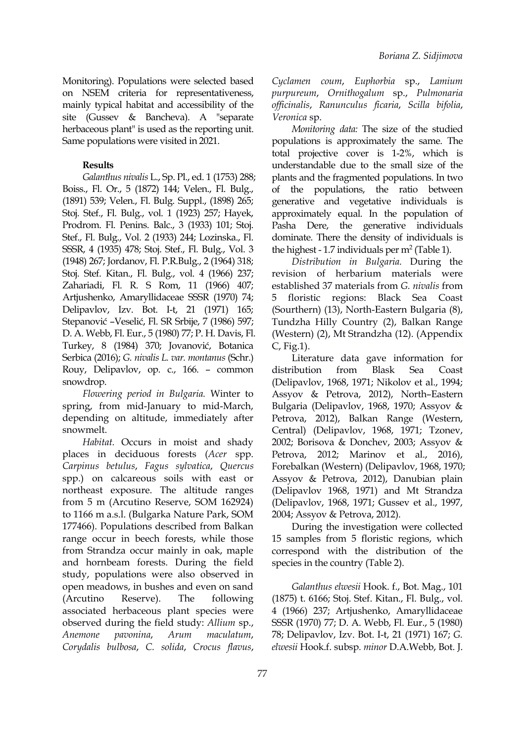Monitoring). Populations were selected based on NSEM criteria for representativeness, mainly typical habitat and accessibility of the site (Gussev & Bancheva). A "separate herbaceous plant" is used as the reporting unit. Same populations were visited in 2021.

## Results

*Galanthus nivalis* L., Sp. Pl., ed. 1 (1753) 288; Boiss., Fl. Or., 5 (1872) 144; Velen., Fl. Bulg., (1891) 539; Velen., Fl. Bulg. Suppl., (1898) 265; Stoj. Stef., Fl. Bulg., vol. 1 (1923) 257; Hayek, Prodrom. Fl. Penins. Balc., 3 (1933) 101; Stoj. Stef., Fl. Bulg., Vol. 2 (1933) 244; Lozinska., Fl. SSSR, 4 (1935) 478; Stoj. Stef., Fl. Bulg., Vol. 3 (1948) 267; Jordanov, Fl. P.R.Bulg., 2 (1964) 318; Stoj. Stef. Kitan., Fl. Bulg., vol. 4 (1966) 237; Zahariadi, Fl. R. S Rom, 11 (1966) 407; Artjushenko, Amaryllidaceae SSSR (1970) 74; Delipavlov, Izv. Bot. I-t, 21 (1971) 165; Stepanović –Veselić, Fl. SR Srbije, 7 (1986) 597; D. A. Webb, Fl. Eur., 5 (1980) 77; P. H. Davis, Fl. Turkey, 8 (1984) 370; Jovanović, Botanica Serbica (2016); *G. nivalis L. var. montanus* (Schr.) Rouy, Delipavlov, op. c., 166. – common snowdrop.

*Flowering period in Bulgaria.* Winter to spring, from mid-January to mid-March, depending on altitude, immediately after snowmelt.

*Habitat.* Occurs in moist and shady places in deciduous forests (*Acer* spp. *Carpinus betulus*, *Fagus sylvatica*, *Quercus* spp.) on calcareous soils with east or northeast exposure. The altitude ranges from 5 m (Arcutino Reserve, SOM 162924) to 1166 m a.s.l. (Bulgarka Nature Park, SOM 177466). Populations described from Balkan range occur in beech forests, while those from Strandza occur mainly in oak, maple and hornbeam forests. During the field study, populations were also observed in open meadows, in bushes and even on sand (Arcutino Reserve). The following associated herbaceous plant species were observed during the field study: *Allium* sp., *Anemone pavonina*, *Arum maculatum*, *Corydalis bulbosa*, *C. solida*, *Crocus flavus*, *Cyclamen coum*, *Euphorbia* sp., *Lamium purpureum*, *Ornithogalum* sp., *Pulmonaria officinalis*, *Ranunculus ficaria*, *Scilla bifolia*, *Veronica* sp.

*Monitoring data:* The size of the studied populations is approximately the same. The total projective cover is 1-2%, which is understandable due to the small size of the plants and the fragmented populations. In two of the populations, the ratio between generative and vegetative individuals is approximately equal. In the population of Pasha Dere, the generative individuals dominate. There the density of individuals is the highest - 1.7 individuals per m$^2$ (Table 1).

*Distribution in Bulgaria.* During the revision of herbarium materials were established 37 materials from *G. nivalis* from 5 floristic regions: Black Sea Coast (Sourthern) (13), North-Eastern Bulgaria (8), Tundzha Hilly Country (2), Balkan Range (Western) (2), Mt Strandzha (12). (Appendix C, Fig.1).

Literature data gave information for distribution from Blask Sea Coast (Delipavlov, 1968, 1971; Nikolov et al., 1994; Assyov & Petrova, 2012), North–Eastern Bulgaria (Delipavlov, 1968, 1970; Assyov & Petrova, 2012), Balkan Range (Western, Central) (Delipavlov, 1968, 1971; Tzonev, 2002; Borisova & Donchev, 2003; Assyov & Petrova, 2012; Marinov et al., 2016), Forebalkan (Western) (Delipavlov, 1968, 1970; Assyov & Petrova, 2012), Danubian plain (Delipavlov 1968, 1971) and Mt Strandza (Delipavlov, 1968, 1971; Gussev et al., 1997, 2004; Assyov & Petrova, 2012).

During the investigation were collected 15 samples from 5 floristic regions, which correspond with the distribution of the species in the country (Table 2).

*Galanthus elwesii* Hook. f., Bot. Mag., 101 (1875) t. 6166; Stoj. Stef. Kitan., Fl. Bulg., vol. 4 (1966) 237; Artjushenko, Amaryllidaceae SSSR (1970) 77; D. A. Webb, Fl. Eur., 5 (1980) 78; Delipavlov, Izv. Bot. I-t, 21 (1971) 167; *G. elwesii* Hook.f. subsp. *minor* D.A.Webb, Bot. J.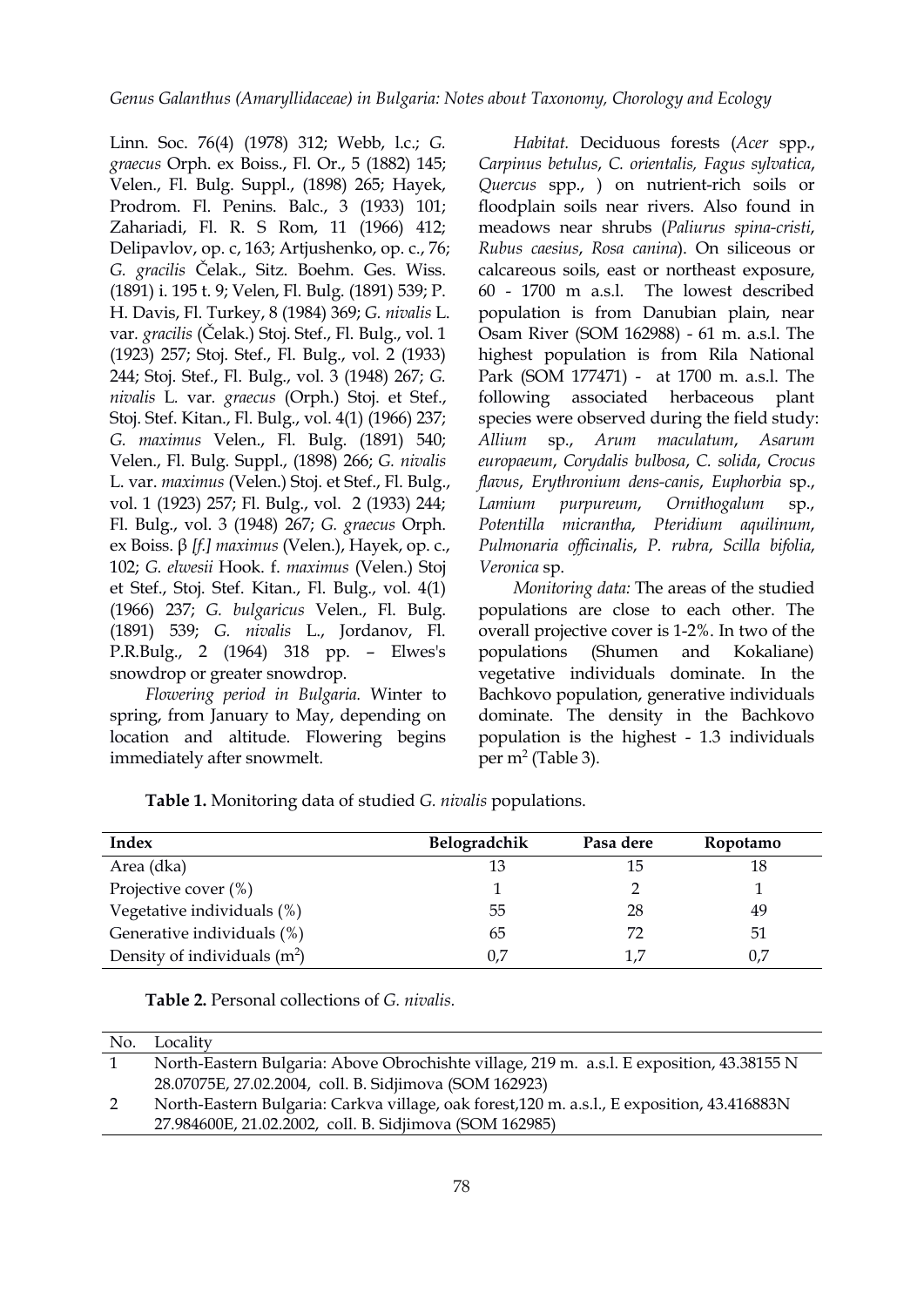Linn. Soc. 76(4) (1978) 312; Webb, l.c.; *G. graecus* Orph. ex Boiss., Fl. Or., 5 (1882) 145; Velen., Fl. Bulg. Suppl., (1898) 265; Hayek, Prodrom. Fl. Penins. Balc., 3 (1933) 101; Zahariadi, Fl. R. S Rom, 11 (1966) 412; Delipavlov, op. c, 163; Artjushenko, op. c., 76; *G. gracilis* Čelak., Sitz. Boehm. Ges. Wiss. (1891) i. 195 t. 9; Velen, Fl. Bulg. (1891) 539; P. H. Davis, Fl. Turkey, 8 (1984) 369; *G. nivalis* L. var. *gracilis* (Čelak.) Stoj. Stef., Fl. Bulg., vol. 1 (1923) 257; Stoj. Stef., Fl. Bulg., vol. 2 (1933) 244; Stoj. Stef., Fl. Bulg., vol. 3 (1948) 267; *G. nivalis* L. var. *graecus* (Orph.) Stoj. et Stef., Stoj. Stef. Kitan., Fl. Bulg., vol. 4(1) (1966) 237; *G. maximus* Velen., Fl. Bulg. (1891) 540; Velen., Fl. Bulg. Suppl., (1898) 266; *G. nivalis* L. var. *maximus* (Velen.) Stoj. et Stef., Fl. Bulg., vol. 1 (1923) 257; Fl. Bulg., vol. 2 (1933) 244; Fl. Bulg., vol. 3 (1948) 267; *G. graecus* Orph. ex Boiss. β *[f.] maximus* (Velen.), Hayek, op. c., 102; *G. elwesii* Hook. f. *maximus* (Velen.) Stoj et Stef., Stoj. Stef. Kitan., Fl. Bulg., vol. 4(1) (1966) 237; *G. bulgaricus* Velen., Fl. Bulg. (1891) 539; *G. nivalis* L., Jordanov, Fl. P.R.Bulg., 2 (1964) 318 pp. – Elwes's snowdrop or greater snowdrop.

*Flowering period in Bulgaria.* Winter to spring, from January to May, depending on location and altitude. Flowering begins immediately after snowmelt.

*Habitat.* Deciduous forests (*Acer* spp., *Carpinus betulus*, *C. orientalis, Fagus sylvatica*, *Quercus* spp., ) on nutrient-rich soils or floodplain soils near rivers. Also found in meadows near shrubs (*Paliurus spina-cristi*, *Rubus caesius*, *Rosa canina*). On siliceous or calcareous soils, east or northeast exposure, 60 - 1700 m a.s.l. The lowest described population is from Danubian plain, near Osam River (SOM 162988) - 61 m. a.s.l. The highest population is from Rila National Park (SOM 177471) - at 1700 m. a.s.l. The following associated herbaceous plant species were observed during the field study: *Allium* sp., *Arum maculatum*, *Asarum europaeum*, *Corydalis bulbosa*, *C. solida*, *Crocus flavus*, *Erythronium dens-canis*, *Euphorbia* sp., *Lamium purpureum*, *Ornithogalum* sp., *Potentilla micrantha*, *Pteridium aquilinum*, *Pulmonaria officinalis*, *P. rubra*, *Scilla bifolia*, *Veronica* sp.

*Monitoring data:* The areas of the studied populations are close to each other. The overall projective cover is 1-2%. In two of the populations (Shumen and Kokaliane) vegetative individuals dominate. In the Bachkovo population, generative individuals dominate. The density in the Bachkovo population is the highest - 1.3 individuals per m$^2$ (Table 3).

**Table 1.** Monitoring data of studied *G. nivalis* populations.

| Index | Belogradchik | Pasa dere | Ropotamo |
|---|---|---|---|
| Area (dka) | 13 | 15 | 18 |
| Projective cover (%) | 1 | 2 | 1 |
| Vegetative individuals (%) | 55 | 28 | 49 |
| Generative individuals (%) | 65 | 72 | 51 |
| Density of individuals (m$^2$) | 0,7 | 1,7 | 0,7 |

**Table 2.** Personal collections of *G. nivalis*.

| No. | Locality |
|---|---|
| 1 | North-Eastern Bulgaria: Above Obrochishte village, 219 m. a.s.l. E exposition, 43.38155 N 28.07075E, 27.02.2004, coll. B. Sidjimova (SOM 162923) |
| 2 | North-Eastern Bulgaria: Carkva village, oak forest,120 m. a.s.l., E exposition, 43.416883N 27.984600E, 21.02.2002, coll. B. Sidjimova (SOM 162985) |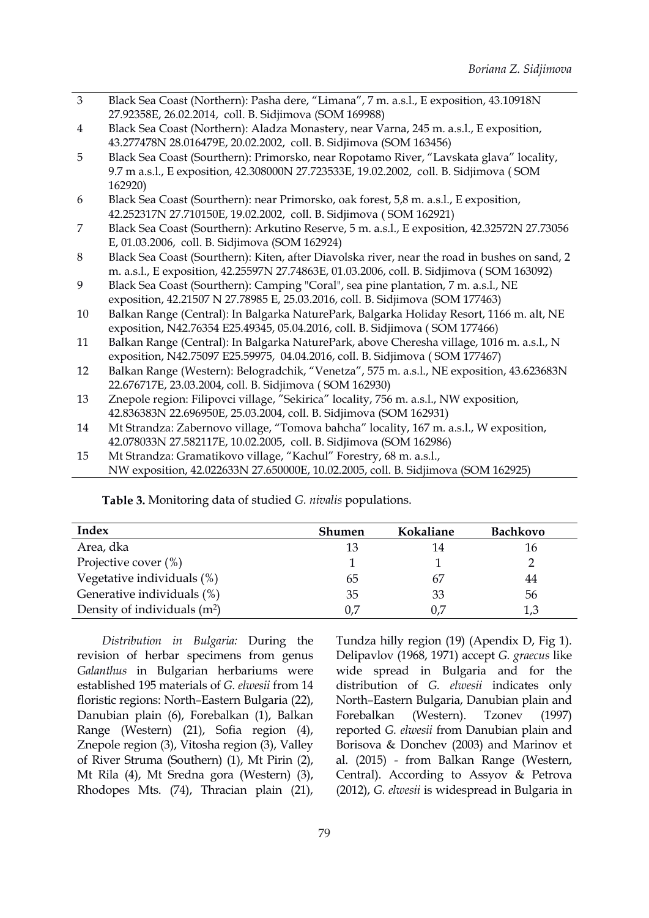| | |
|---|---|
| 3 | Black Sea Coast (Northern): Pasha dere, "Limana", 7 m. a.s.l., E exposition, 43.10918N 27.92358E, 26.02.2014, coll. B. Sidjimova (SOM 169988) |
| 4 | Black Sea Coast (Northern): Aladza Monastery, near Varna, 245 m. a.s.l., E exposition, 43.277478N 28.016479E, 20.02.2002, coll. B. Sidjimova (SOM 163456) |
| 5 | Black Sea Coast (Sourthern): Primorsko, near Ropotamo River, "Lavskata glava" locality, 9.7 m a.s.l., E exposition, 42.308000N 27.723533E, 19.02.2002, coll. B. Sidjimova ( SOM 162920) |
| 6 | Black Sea Coast (Sourthern): near Primorsko, oak forest, 5,8 m. a.s.l., E exposition, 42.252317N 27.710150E, 19.02.2002, coll. B. Sidjimova ( SOM 162921) |
| 7 | Black Sea Coast (Sourthern): Arkutino Reserve, 5 m. a.s.l., E exposition, 42.32572N 27.73056 E, 01.03.2006, coll. B. Sidjimova (SOM 162924) |
| 8 | Black Sea Coast (Sourthern): Kiten, after Diavolska river, near the road in bushes on sand, 2 m. a.s.l., E exposition, 42.25597N 27.74863E, 01.03.2006, coll. B. Sidjimova ( SOM 163092) |
| 9 | Black Sea Coast (Sourthern): Camping "Coral", sea pine plantation, 7 m. a.s.l., NE exposition, 42.21507 N 27.78985 E, 25.03.2016, coll. B. Sidjimova (SOM 177463) |
| 10 | Balkan Range (Central): In Balgarka NaturePark, Balgarka Holiday Resort, 1166 m. alt, NE exposition, N42.76354 E25.49345, 05.04.2016, coll. B. Sidjimova ( SOM 177466) |
| 11 | Balkan Range (Central): In Balgarka NaturePark, above Cheresha village, 1016 m. a.s.l., N exposition, N42.75097 E25.59975, 04.04.2016, coll. B. Sidjimova ( SOM 177467) |
| 12 | Balkan Range (Western): Belogradchik, "Venetza", 575 m. a.s.l., NE exposition, 43.623683N 22.676717E, 23.03.2004, coll. B. Sidjimova ( SOM 162930) |
| 13 | Znepole region: Filipovci village, "Sekirica" locality, 756 m. a.s.l., NW exposition, 42.836383N 22.696950E, 25.03.2004, coll. B. Sidjimova (SOM 162931) |
| 14 | Mt Strandza: Zabernovo village, "Tomova bahcha" locality, 167 m. a.s.l., W exposition, 42.078033N 27.582117E, 10.02.2005, coll. B. Sidjimova (SOM 162986) |
| 15 | Mt Strandza: Gramatikovo village, "Kachul" Forestry, 68 m. a.s.l., NW exposition, 42.022633N 27.650000E, 10.02.2005, coll. B. Sidjimova (SOM 162925) |

**Table 3.** Monitoring data of studied *G. nivalis* populations.

| Index | Shumen | Kokaliane | Bachkovo |
|---|---|---|---|
| Area, dka | 13 | 14 | 16 |
| Projective cover (%) | 1 | 1 | 2 |
| Vegetative individuals (%) | 65 | 67 | 44 |
| Generative individuals (%) | 35 | 33 | 56 |
| Density of individuals ($m^2$) | 0,7 | 0,7 | 1,3 |

*Distribution in Bulgaria:* During the revision of herbar specimens from genus *Galanthus* in Bulgarian herbariums were established 195 materials of *G. elwesii* from 14 floristic regions: North–Eastern Bulgaria (22), Danubian plain (6), Forebalkan (1), Balkan Range (Western) (21), Sofia region (4), Znepole region (3), Vitosha region (3), Valley of River Struma (Southern) (1), Mt Pirin (2), Mt Rila (4), Mt Sredna gora (Western) (3), Rhodopes Mts. (74), Thracian plain (21), Tundza hilly region (19) (Apendix D, Fig 1). Delipavlov (1968, 1971) accept *G. graecus* like wide spread in Bulgaria and for the distribution of *G. elwesii* indicates only North–Eastern Bulgaria, Danubian plain and Forebalkan (Western). Tzonev (1997) reported *G. elwesii* from Danubian plain and Borisova & Donchev (2003) and Marinov et al. (2015) - from Balkan Range (Western, Central). According to Assyov & Petrova (2012), *G. elwesii* is widespread in Bulgaria in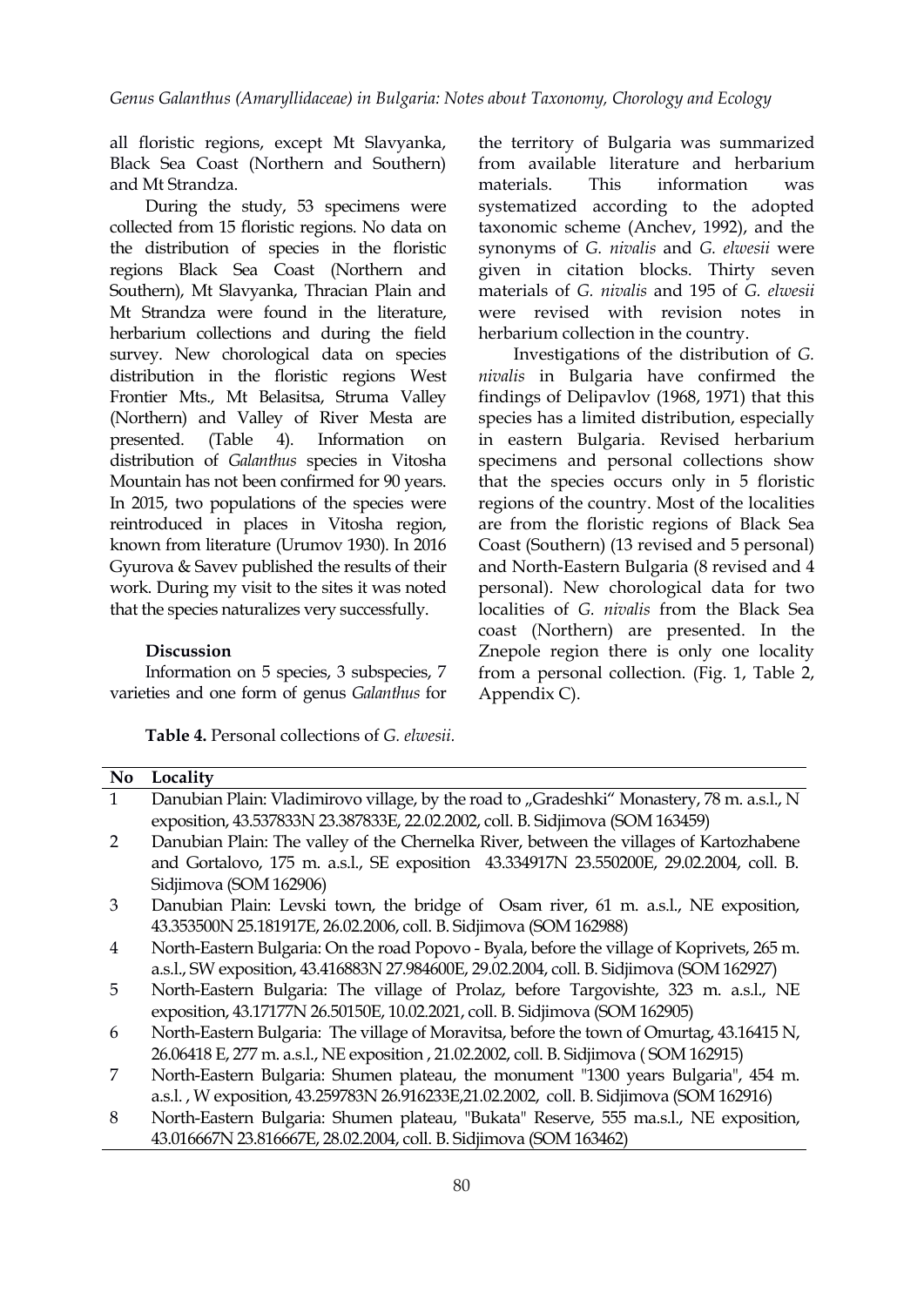all floristic regions, except Mt Slavyanka, Black Sea Coast (Northern and Southern) and Mt Strandza.

During the study, 53 specimens were collected from 15 floristic regions. No data on the distribution of species in the floristic regions Black Sea Coast (Northern and Southern), Mt Slavyanka, Thracian Plain and Mt Strandza were found in the literature, herbarium collections and during the field survey. New chorological data on species distribution in the floristic regions West Frontier Mts., Mt Belasitsa, Struma Valley (Northern) and Valley of River Mesta are presented. (Table 4). Information on distribution of *Galanthus* species in Vitosha Mountain has not been confirmed for 90 years. In 2015, two populations of the species were reintroduced in places in Vitosha region, known from literature (Urumov 1930). In 2016 Gyurova & Savev published the results of their work. During my visit to the sites it was noted that the species naturalizes very successfully.

### Discussion

Information on 5 species, 3 subspecies, 7 varieties and one form of genus *Galanthus* for the territory of Bulgaria was summarized from available literature and herbarium materials. This information was systematized according to the adopted taxonomic scheme (Anchev, 1992), and the synonyms of *G. nivalis* and *G. elwesii* were given in citation blocks. Thirty seven materials of *G. nivalis* and 195 of *G. elwesii* were revised with revision notes in herbarium collection in the country.

Investigations of the distribution of *G. nivalis* in Bulgaria have confirmed the findings of Delipavlov (1968, 1971) that this species has a limited distribution, especially in eastern Bulgaria. Revised herbarium specimens and personal collections show that the species occurs only in 5 floristic regions of the country. Most of the localities are from the floristic regions of Black Sea Coast (Southern) (13 revised and 5 personal) and North-Eastern Bulgaria (8 revised and 4 personal). New chorological data for two localities of *G. nivalis* from the Black Sea coast (Northern) are presented. In the Znepole region there is only one locality from a personal collection. (Fig. 1, Table 2, Appendix C).

**Table 4.** Personal collections of *G. elwesii.*

| No | Locality |
|---|---|
| 1 | Danubian Plain: Vladimirovo village, by the road to „Gradeshki" Monastery, 78 m. a.s.l., N exposition, 43.537833N 23.387833E, 22.02.2002, coll. B. Sidjimova (SOM 163459) |
| 2 | Danubian Plain: The valley of the Chernelka River, between the villages of Kartozhabene and Gortalovo, 175 m. a.s.l., SE exposition 43.334917N 23.550200E, 29.02.2004, coll. B. Sidjimova (SOM 162906) |
| 3 | Danubian Plain: Levski town, the bridge of Osam river, 61 m. a.s.l., NE exposition, 43.353500N 25.181917E, 26.02.2006, coll. B. Sidjimova (SOM 162988) |
| 4 | North-Eastern Bulgaria: On the road Popovo - Byala, before the village of Koprivets, 265 m. a.s.l., SW exposition, 43.416883N 27.984600E, 29.02.2004, coll. B. Sidjimova (SOM 162927) |
| 5 | North-Eastern Bulgaria: The village of Prolaz, before Targovishte, 323 m. a.s.l., NE exposition, 43.17177N 26.50150E, 10.02.2021, coll. B. Sidjimova (SOM 162905) |
| 6 | North-Eastern Bulgaria: The village of Moravitsa, before the town of Omurtag, 43.16415 N, 26.06418 E, 277 m. a.s.l., NE exposition , 21.02.2002, coll. B. Sidjimova ( SOM 162915) |
| 7 | North-Eastern Bulgaria: Shumen plateau, the monument "1300 years Bulgaria", 454 m. a.s.l. , W exposition, 43.259783N 26.916233E,21.02.2002, coll. B. Sidjimova (SOM 162916) |
| 8 | North-Eastern Bulgaria: Shumen plateau, "Bukata" Reserve, 555 ma.s.l., NE exposition, 43.016667N 23.816667E, 28.02.2004, coll. B. Sidjimova (SOM 163462) |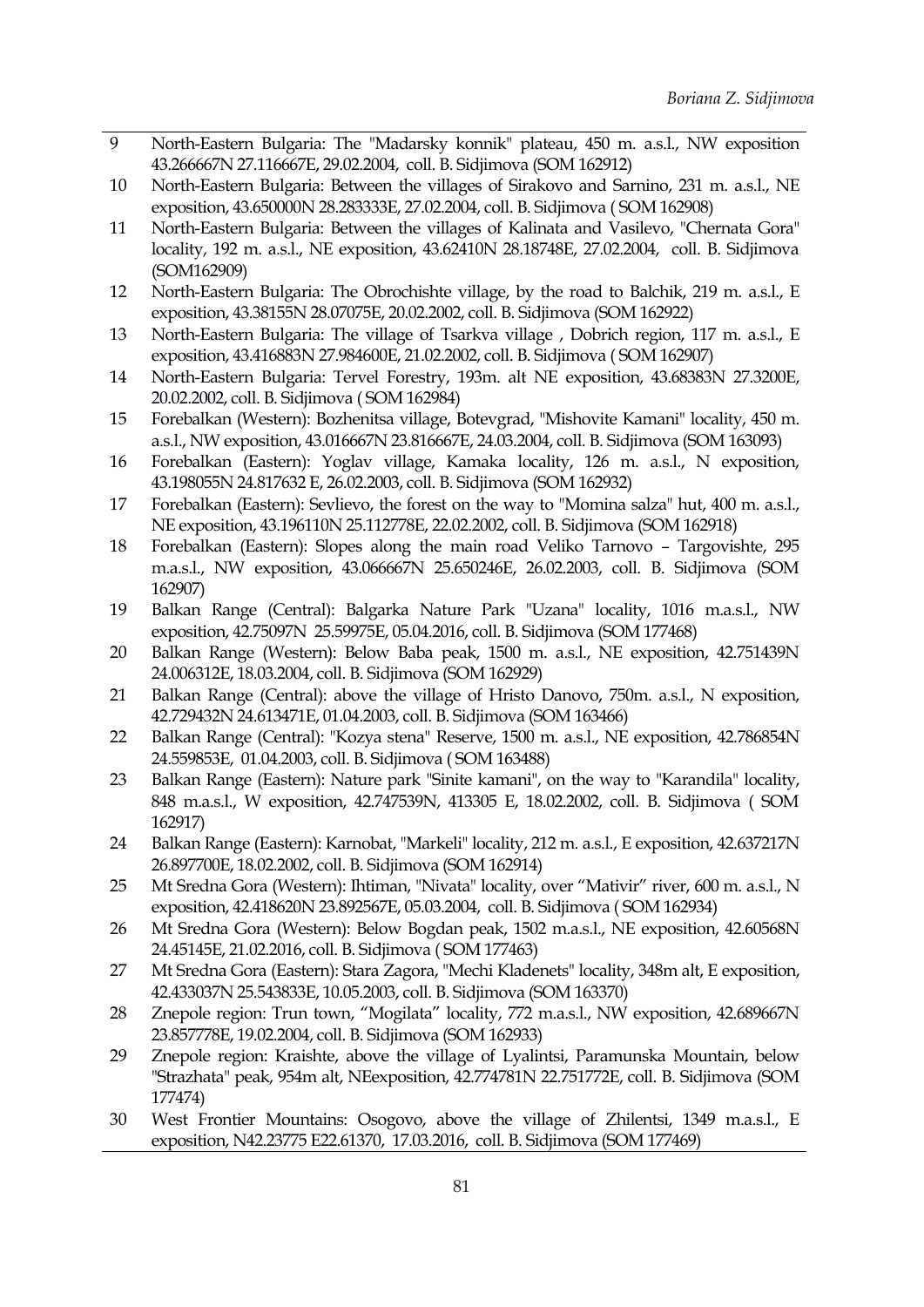| | |
|---|---|
| 9 | North-Eastern Bulgaria: The "Madarsky konnik" plateau, 450 m. a.s.l., NW exposition 43.266667N 27.116667E, 29.02.2004, coll. B. Sidjimova (SOM 162912) |
| 10 | North-Eastern Bulgaria: Between the villages of Sirakovo and Sarnino, 231 m. a.s.l., NE exposition, 43.650000N 28.283333E, 27.02.2004, coll. B. Sidjimova ( SOM 162908) |
| 11 | North-Eastern Bulgaria: Between the villages of Kalinata and Vasilevo, "Chernata Gora" locality, 192 m. a.s.l., NE exposition, 43.62410N 28.18748E, 27.02.2004, coll. B. Sidjimova (SOM162909) |
| 12 | North-Eastern Bulgaria: The Obrochishte village, by the road to Balchik, 219 m. a.s.l., E exposition, 43.38155N 28.07075E, 20.02.2002, coll. B. Sidjimova (SOM 162922) |
| 13 | North-Eastern Bulgaria: The village of Tsarkva village , Dobrich region, 117 m. a.s.l., E exposition, 43.416883N 27.984600E, 21.02.2002, coll. B. Sidjimova ( SOM 162907) |
| 14 | North-Eastern Bulgaria: Tervel Forestry, 193m. alt NE exposition, 43.68383N 27.3200E, 20.02.2002, coll. B. Sidjimova ( SOM 162984) |
| 15 | Forebalkan (Western): Bozhenitsa village, Botevgrad, "Mishovite Kamani" locality, 450 m. a.s.l., NW exposition, 43.016667N 23.816667E, 24.03.2004, coll. B. Sidjimova (SOM 163093) |
| 16 | Forebalkan (Eastern): Yoglav village, Kamaka locality, 126 m. a.s.l., N exposition, 43.198055N 24.817632 E, 26.02.2003, coll. B. Sidjimova (SOM 162932) |
| 17 | Forebalkan (Eastern): Sevlievo, the forest on the way to "Momina salza" hut, 400 m. a.s.l., NE exposition, 43.196110N 25.112778E, 22.02.2002, coll. B. Sidjimova (SOM 162918) |
| 18 | Forebalkan (Eastern): Slopes along the main road Veliko Tarnovo – Targovishte, 295 m.a.s.l., NW exposition, 43.066667N 25.650246E, 26.02.2003, coll. B. Sidjimova (SOM 162907) |
| 19 | Balkan Range (Central): Balgarka Nature Park "Uzana" locality, 1016 m.a.s.l., NW exposition, 42.75097N 25.59975E, 05.04.2016, coll. B. Sidjimova (SOM 177468) |
| 20 | Balkan Range (Western): Below Baba peak, 1500 m. a.s.l., NE exposition, 42.751439N 24.006312E, 18.03.2004, coll. B. Sidjimova (SOM 162929) |
| 21 | Balkan Range (Central): above the village of Hristo Danovo, 750m. a.s.l., N exposition, 42.729432N 24.613471E, 01.04.2003, coll. B. Sidjimova (SOM 163466) |
| 22 | Balkan Range (Central): "Kozya stena" Reserve, 1500 m. a.s.l., NE exposition, 42.786854N 24.559853E, 01.04.2003, coll. B. Sidjimova ( SOM 163488) |
| 23 | Balkan Range (Eastern): Nature park "Sinite kamani", on the way to "Karandila" locality, 848 m.a.s.l., W exposition, 42.747539N, 413305 E, 18.02.2002, coll. B. Sidjimova ( SOM 162917) |
| 24 | Balkan Range (Eastern): Karnobat, "Markeli" locality, 212 m. a.s.l., E exposition, 42.637217N 26.897700E, 18.02.2002, coll. B. Sidjimova (SOM 162914) |
| 25 | Mt Sredna Gora (Western): Ihtiman, "Nivata" locality, over "Mativir" river, 600 m. a.s.l., N exposition, 42.418620N 23.892567E, 05.03.2004, coll. B. Sidjimova ( SOM 162934) |
| 26 | Mt Sredna Gora (Western): Below Bogdan peak, 1502 m.a.s.l., NE exposition, 42.60568N 24.45145E, 21.02.2016, coll. B. Sidjimova ( SOM 177463) |
| 27 | Mt Sredna Gora (Eastern): Stara Zagora, "Mechi Kladenets" locality, 348m alt, E exposition, 42.433037N 25.543833E, 10.05.2003, coll. B. Sidjimova (SOM 163370) |
| 28 | Znepole region: Trun town, "Mogilata" locality, 772 m.a.s.l., NW exposition, 42.689667N 23.857778E, 19.02.2004, coll. B. Sidjimova (SOM 162933) |
| 29 | Znepole region: Kraishte, above the village of Lyalintsi, Paramunska Mountain, below "Strazhata" peak, 954m alt, NEexposition, 42.774781N 22.751772E, coll. B. Sidjimova (SOM 177474) |
| 30 | West Frontier Mountains: Osogovo, above the village of Zhilentsi, 1349 m.a.s.l., E exposition, N42.23775 E22.61370, 17.03.2016, coll. B. Sidjimova (SOM 177469) |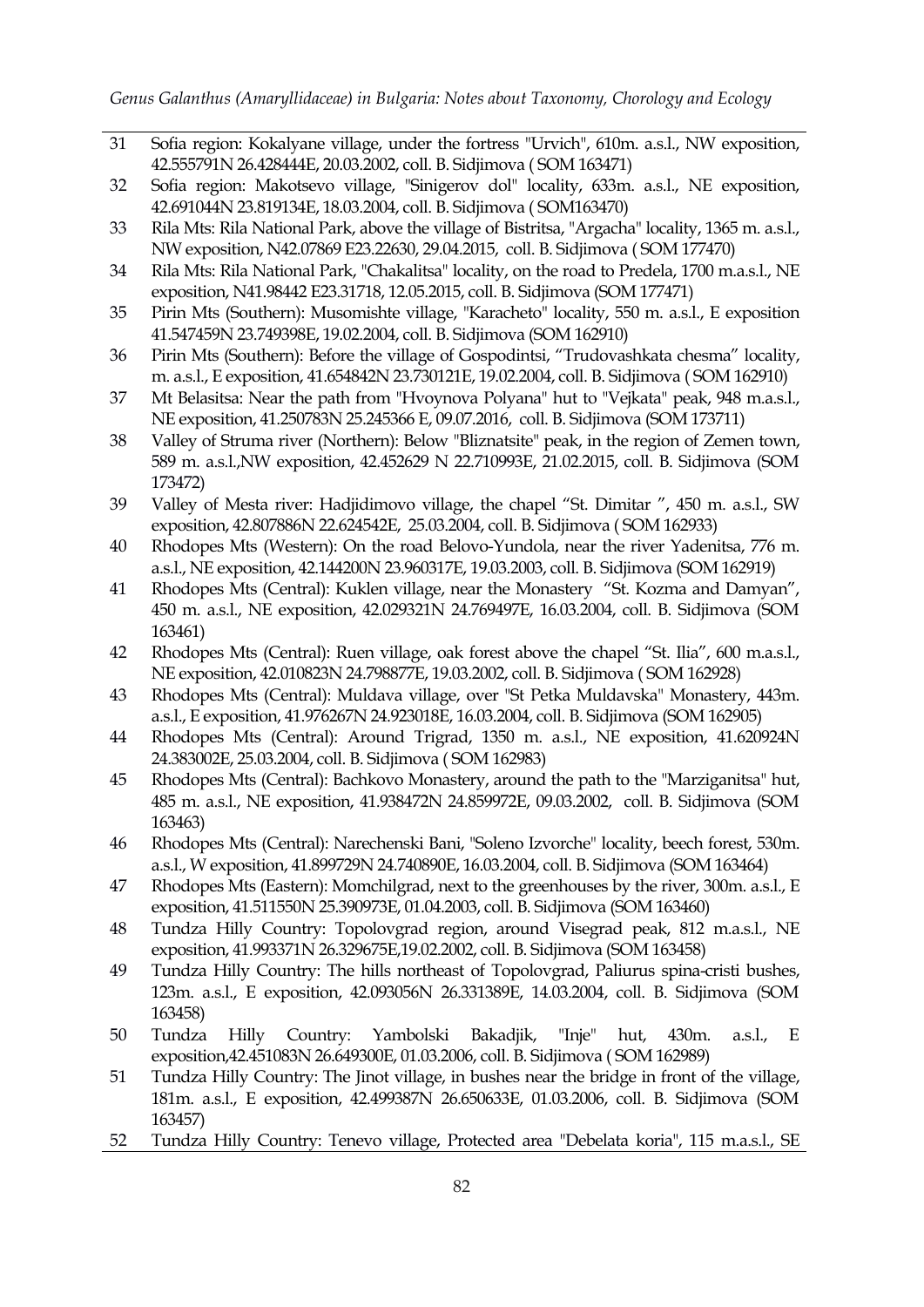31 Sofia region: Kokalyane village, under the fortress "Urvich", 610m. a.s.l., NW exposition, 42.555791N 26.428444E, 20.03.2002, coll. B. Sidjimova ( SOM 163471)

32 Sofia region: Makotsevo village, "Sinigerov dol" locality, 633m. a.s.l., NE exposition, 42.691044N 23.819134E, 18.03.2004, coll. B. Sidjimova ( SOM163470)

33 Rila Mts: Rila National Park, above the village of Bistritsa, "Argacha" locality, 1365 m. a.s.l., NW exposition, N42.07869 E23.22630, 29.04.2015, coll. B. Sidjimova ( SOM 177470)

34 Rila Mts: Rila National Park, "Chakalitsa" locality, on the road to Predela, 1700 m.a.s.l., NE exposition, N41.98442 E23.31718, 12.05.2015, coll. B. Sidjimova (SOM 177471)

35 Pirin Mts (Southern): Musomishte village, "Karacheto" locality, 550 m. a.s.l., E exposition 41.547459N 23.749398E, 19.02.2004, coll. B. Sidjimova (SOM 162910)

36 Pirin Mts (Southern): Before the village of Gospodintsi, "Trudovashkata chesma" locality, m. a.s.l., E exposition, 41.654842N 23.730121E, 19.02.2004, coll. B. Sidjimova ( SOM 162910)

37 Mt Belasitsa: Near the path from "Hvoynova Polyana" hut to "Vejkata" peak, 948 m.a.s.l., NE exposition, 41.250783N 25.245366 E, 09.07.2016, coll. B. Sidjimova (SOM 173711)

38 Valley of Struma river (Northern): Below "Bliznatsite" peak, in the region of Zemen town, 589 m. a.s.l.,NW exposition, 42.452629 N 22.710993E, 21.02.2015, coll. B. Sidjimova (SOM 173472)

39 Valley of Mesta river: Hadjidimovo village, the chapel "St. Dimitar ", 450 m. a.s.l., SW exposition, 42.807886N 22.624542E, 25.03.2004, coll. B. Sidjimova ( SOM 162933)

40 Rhodopes Mts (Western): On the road Belovo-Yundola, near the river Yadenitsa, 776 m. a.s.l., NE exposition, 42.144200N 23.960317E, 19.03.2003, coll. B. Sidjimova (SOM 162919)

41 Rhodopes Mts (Central): Kuklen village, near the Monastery "St. Kozma and Damyan", 450 m. a.s.l., NE exposition, 42.029321N 24.769497E, 16.03.2004, coll. B. Sidjimova (SOM 163461)

42 Rhodopes Mts (Central): Ruen village, oak forest above the chapel "St. Ilia", 600 m.a.s.l., NE exposition, 42.010823N 24.798877E, 19.03.2002, coll. B. Sidjimova ( SOM 162928)

43 Rhodopes Mts (Central): Muldava village, over "St Petka Muldavska" Monastery, 443m. a.s.l., E exposition, 41.976267N 24.923018E, 16.03.2004, coll. B. Sidjimova (SOM 162905)

44 Rhodopes Mts (Central): Around Trigrad, 1350 m. a.s.l., NE exposition, 41.620924N 24.383002E, 25.03.2004, coll. B. Sidjimova ( SOM 162983)

45 Rhodopes Mts (Central): Bachkovo Monastery, around the path to the "Marziganitsa" hut, 485 m. a.s.l., NE exposition, 41.938472N 24.859972E, 09.03.2002, coll. B. Sidjimova (SOM 163463)

46 Rhodopes Mts (Central): Narechenski Bani, "Soleno Izvorche" locality, beech forest, 530m. a.s.l., W exposition, 41.899729N 24.740890E, 16.03.2004, coll. B. Sidjimova (SOM 163464)

47 Rhodopes Mts (Eastern): Momchilgrad, next to the greenhouses by the river, 300m. a.s.l., E exposition, 41.511550N 25.390973E, 01.04.2003, coll. B. Sidjimova (SOM 163460)

48 Tundza Hilly Country: Topolovgrad region, around Visegrad peak, 812 m.a.s.l., NE exposition, 41.993371N 26.329675E,19.02.2002, coll. B. Sidjimova (SOM 163458)

49 Tundza Hilly Country: The hills northeast of Topolovgrad, Paliurus spina-cristi bushes, 123m. a.s.l., E exposition, 42.093056N 26.331389E, 14.03.2004, coll. B. Sidjimova (SOM 163458)

50 Tundza Hilly Country: Yambolski Bakadjik, "Inje" hut, 430m. a.s.l., E exposition,42.451083N 26.649300E, 01.03.2006, coll. B. Sidjimova ( SOM 162989)

51 Tundza Hilly Country: The Jinot village, in bushes near the bridge in front of the village, 181m. a.s.l., E exposition, 42.499387N 26.650633E, 01.03.2006, coll. B. Sidjimova (SOM 163457)

52 Tundza Hilly Country: Tenevo village, Protected area "Debelata koria", 115 m.a.s.l., SE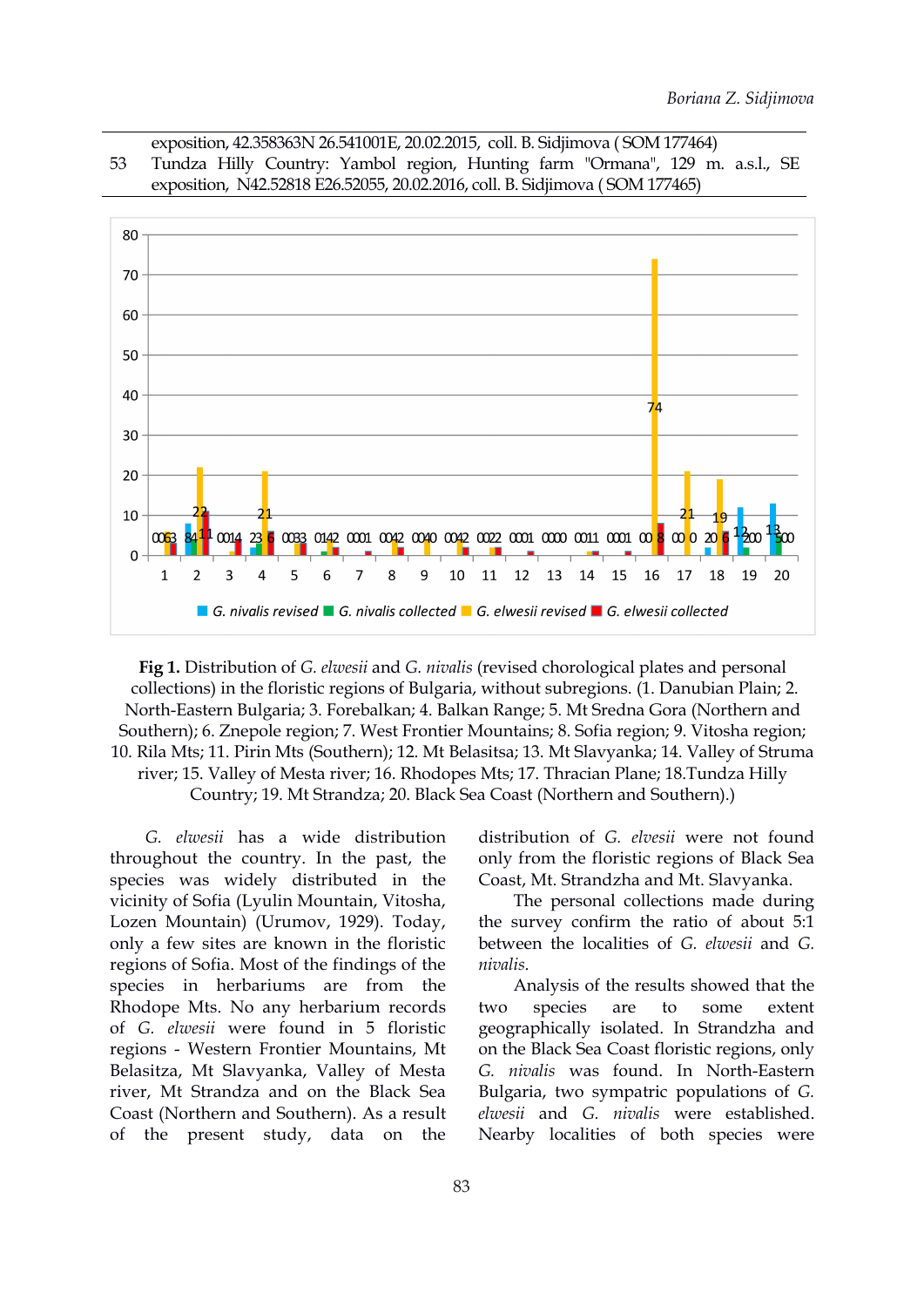| | exposition, 42.358363N 26.541001E, 20.02.2015, coll. B. Sidjimova ( SOM 177464) |
|---|---|
| 53 | Tundza Hilly Country: Yambol region, Hunting farm "Ormana", 129 m. a.s.l., SE exposition, N42.52818 E26.52055, 20.02.2016, coll. B. Sidjimova ( SOM 177465) |

**Fig 1.** Distribution of *G. elwesii* and *G. nivalis* (revised chorological plates and personal collections) in the floristic regions of Bulgaria, without subregions. (1. Danubian Plain; 2. North-Eastern Bulgaria; 3. Forebalkan; 4. Balkan Range; 5. Mt Sredna Gora (Northern and Southern); 6. Znepole region; 7. West Frontier Mountains; 8. Sofia region; 9. Vitosha region; 10. Rila Mts; 11. Pirin Mts (Southern); 12. Mt Belasitsa; 13. Mt Slavyanka; 14. Valley of Struma river; 15. Valley of Mesta river; 16. Rhodopes Mts; 17. Thracian Plane; 18.Tundza Hilly Country; 19. Mt Strandza; 20. Black Sea Coast (Northern and Southern).)

*G. elwesii* has a wide distribution throughout the country. In the past, the species was widely distributed in the vicinity of Sofia (Lyulin Mountain, Vitosha, Lozen Mountain) (Urumov, 1929). Today, only a few sites are known in the floristic regions of Sofia. Most of the findings of the species in herbariums are from the Rhodope Mts. No any herbarium records of *G. elwesii* were found in 5 floristic regions - Western Frontier Mountains, Mt Belasitza, Mt Slavyanka, Valley of Mesta river, Mt Strandza and on the Black Sea Coast (Northern and Southern). As a result of the present study, data on the distribution of *G. elvesii* were not found only from the floristic regions of Black Sea Coast, Mt. Strandzha and Mt. Slavyanka.

The personal collections made during the survey confirm the ratio of about 5:1 between the localities of *G. elwesii* and *G. nivalis*.

Analysis of the results showed that the two species are to some extent geographically isolated. In Strandzha and on the Black Sea Coast floristic regions, only *G. nivalis* was found. In North-Eastern Bulgaria, two sympatric populations of *G. elwesii* and *G. nivalis* were established. Nearby localities of both species were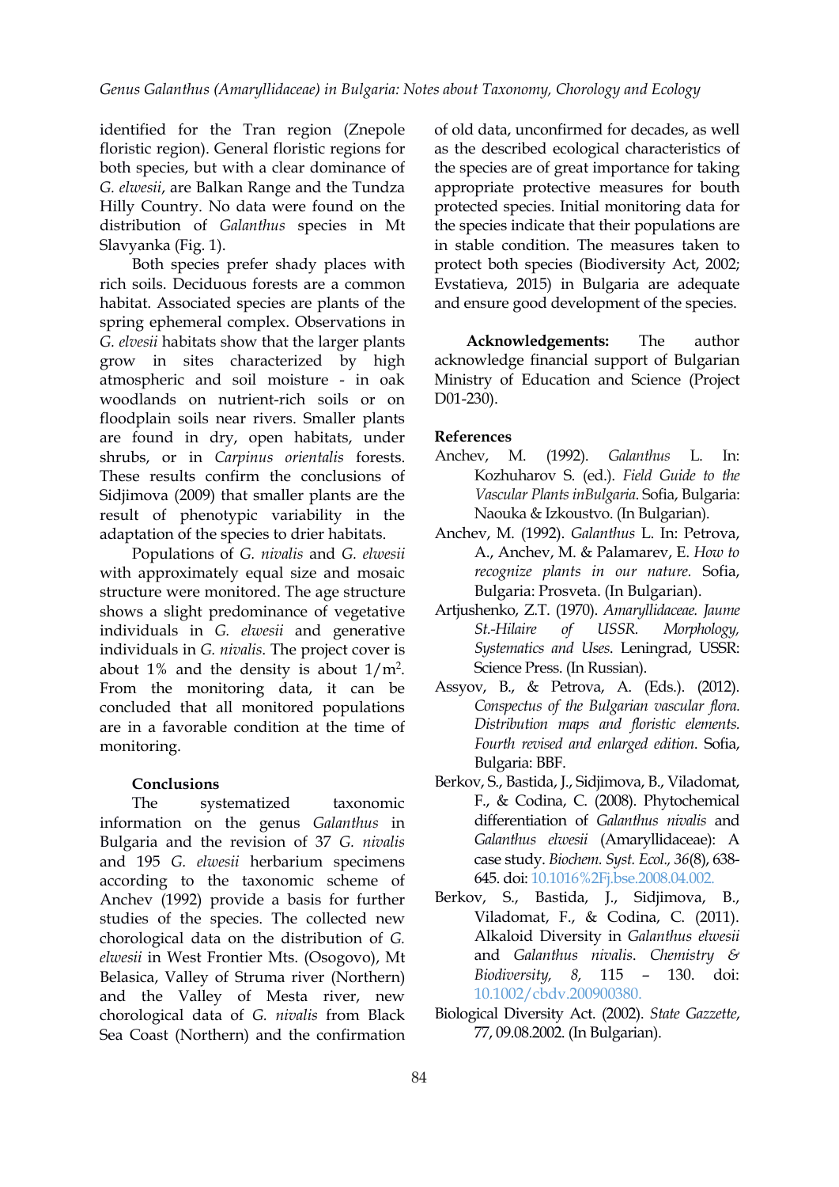identified for the Tran region (Znepole floristic region). General floristic regions for both species, but with a clear dominance of *G. elwesii*, are Balkan Range and the Tundza Hilly Country. No data were found on the distribution of *Galanthus* species in Mt Slavyanka (Fig. 1).

Both species prefer shady places with rich soils. Deciduous forests are a common habitat. Associated species are plants of the spring ephemeral complex. Observations in *G. elvesii* habitats show that the larger plants grow in sites characterized by high atmospheric and soil moisture - in oak woodlands on nutrient-rich soils or on floodplain soils near rivers. Smaller plants are found in dry, open habitats, under shrubs, or in *Carpinus orientalis* forests. These results confirm the conclusions of Sidjimova (2009) that smaller plants are the result of phenotypic variability in the adaptation of the species to drier habitats.

Populations of *G. nivalis* and *G. elwesii* with approximately equal size and mosaic structure were monitored. The age structure shows a slight predominance of vegetative individuals in *G. elwesii* and generative individuals in *G. nivalis*. The project cover is about 1% and the density is about $1/m^2$. From the monitoring data, it can be concluded that all monitored populations are in a favorable condition at the time of monitoring.

## Conclusions

The systematized taxonomic information on the genus *Galanthus* in Bulgaria and the revision of 37 *G. nivalis* and 195 *G. elwesii* herbarium specimens according to the taxonomic scheme of Anchev (1992) provide a basis for further studies of the species. The collected new chorological data on the distribution of *G. elwesii* in West Frontier Mts. (Osogovo), Mt Belasica, Valley of Struma river (Northern) and the Valley of Mesta river, new chorological data of *G. nivalis* from Black Sea Coast (Northern) and the confirmation of old data, unconfirmed for decades, as well as the described ecological characteristics of the species are of great importance for taking appropriate protective measures for bouth protected species. Initial monitoring data for the species indicate that their populations are in stable condition. The measures taken to protect both species (Biodiversity Act, 2002; Evstatieva, 2015) in Bulgaria are adequate and ensure good development of the species.

**Acknowledgements:** The author acknowledge financial support of Bulgarian Ministry of Education and Science (Project D01-230).

## References

Anchev, M. (1992). *Galanthus* L. In: Kozhuharov S. (ed.). *Field Guide to the Vascular Plants inBulgaria*. Sofia, Bulgaria: Naouka & Izkoustvo. (In Bulgarian).

Anchev, M. (1992). *Galanthus* L. In: Petrova, A., Anchev, M. & Palamarev, E. *How to recognize plants in our nature.* Sofia, Bulgaria: Prosveta. (In Bulgarian).

Artjushenko, Z.T. (1970). *Amaryllidaceae. Jaume St.-Hilaire of USSR. Morphology, Systematics and Uses*. Leningrad, USSR: Science Press. (In Russian).

Assyov, B., & Petrova, A. (Eds.). (2012). *Conspectus of the Bulgarian vascular flora. Distribution maps and floristic elements. Fourth revised and enlarged edition*. Sofia, Bulgaria: BBF.

Berkov, S., Bastida, J., Sidjimova, B., Viladomat, F., & Codina, C. (2008). Phytochemical differentiation of *Galanthus nivalis* and *Galanthus elwesii* (Amaryllidaceae): A case study. *Biochem. Syst. Ecol.*, *36*(8), 638-645. doi: 10.1016%2Fj.bse.2008.04.002.

Berkov, S., Bastida, J., Sidjimova, B., Viladomat, F., & Codina, C. (2011). Alkaloid Diversity in *Galanthus elwesii* and *Galanthus nivalis*. *Chemistry & Biodiversity, 8,* 115 – 130. doi: 10.1002/cbdv.200900380.

Biological Diversity Act. (2002). *State Gazzette*, 77, 09.08.2002. (In Bulgarian).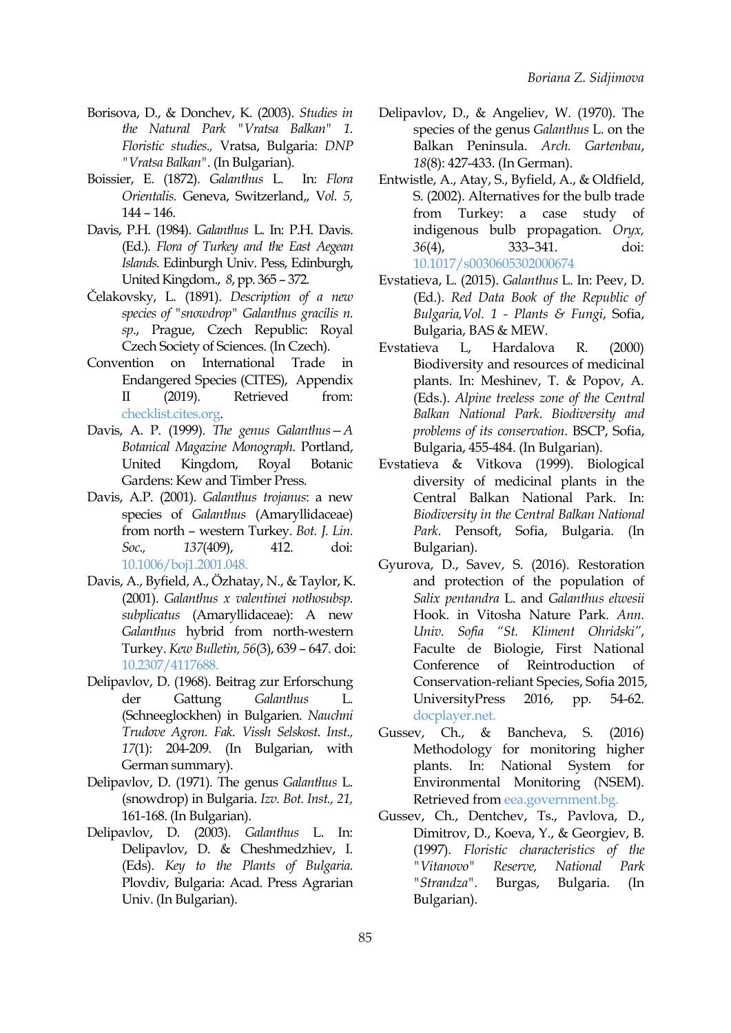Borisova, D., & Donchev, K. (2003). *Studies in the Natural Park "Vratsa Balkan" 1. Floristic studies.*, Vratsa, Bulgaria: *DNP "Vratsa Balkan"*. (In Bulgarian).

Boissier, E. (1872). *Galanthus* L. In: *Flora Orientalis.* Geneva, Switzerland,, V*ol. 5,* 144 – 146.

Davis, P.H. (1984). *Galanthus* L. In: P.H. Davis. (Ed.). *Flora of Turkey and the East Aegean Islands.* Edinburgh Univ. Pess, Edinburgh, United Kingdom., *8*, pp. 365 – 372.

Čelakovsky, L. (1891). *Description of a new species of "snowdrop" Galanthus gracilis n. sp*., Prague, Czech Republic: Royal Czech Society of Sciences. (In Czech).

Convention on International Trade in Endangered Species (CITES), Appendix II (2019). Retrieved from: checklist.cites.org.

Davis, A. P. (1999). *The genus Galanthus – A Botanical Magazine Monograph*. Portland, United Kingdom, Royal Botanic Gardens: Kew and Timber Press.

Davis, A.P. (2001). *Galanthus trojanus*: a new species of *Galanthus* (Amaryllidaceae) from north – western Turkey. *Bot. J. Lin. Soc., 137*(409), 412. doi: 10.1006/boj1.2001.048.

Davis, A., Byfield, A., Özhatay, N., & Taylor, K. (2001). *Galanthus x valentinei nothosubsp. subplicatus* (Amaryllidaceae): A new *Galanthus* hybrid from north-western Turkey. *Kew Bulletin, 56*(3), 639 – 647. doi: 10.2307/4117688.

Delipavlov, D. (1968). Beitrag zur Erforschung der Gattung *Galanthus* L. (Schneeglockhen) in Bulgarien. *Nauchni Trudove Agron. Fak. Vissh Selskost. Inst., 17*(1): 204-209. (In Bulgarian, with German summary).

Delipavlov, D. (1971). The genus *Galanthus* L. (snowdrop) in Bulgaria. *Izv. Bot. Inst., 21,* 161-168. (In Bulgarian).

Delipavlov, D. (2003). *Galanthus* L. In: Delipavlov, D. & Cheshmedzhiev, I. (Eds). *Key to the Plants of Bulgaria.* Plovdiv, Bulgaria: Acad. Press Agrarian Univ. (In Bulgarian).

Delipavlov, D., & Angeliev, W. (1970). The species of the genus *Galanthus* L. on the Balkan Peninsula. *Arch. Gartenbau*, *18*(8): 427-433. (In German).

Entwistle, A., Atay, S., Byfield, A., & Oldfield, S. (2002). Alternatives for the bulb trade from Turkey: a case study of indigenous bulb propagation. *Oryx, 36*(4), 333–341. doi: 10.1017/s0030605302000674

Evstatieva, L. (2015). *Galanthus* L. In: Peev, D. (Ed.). *Red Data Book of the Republic of Bulgaria,Vol. 1 - Plants & Fungi*, Sofia, Bulgaria, BAS & MEW.

Evstatieva L, Hardalova R. (2000) Biodiversity and resources of medicinal plants. In: Meshinev, T. & Popov, A. (Eds.). *Alpine treeless zone of the Central Balkan National Park. Biodiversity and problems of its conservation*. BSCP, Sofia, Bulgaria, 455-484. (In Bulgarian).

Evstatieva & Vitkova (1999). Biological diversity of medicinal plants in the Central Balkan National Park. In: *Biodiversity in the Central Balkan National Park*. Pensoft, Sofia, Bulgaria. (In Bulgarian).

Gyurova, D., Savev, S. (2016). Restoration and protection of the population of *Salix pentandra* L. and *Galanthus elwesii* Hook. in Vitosha Nature Park. *Ann. Univ. Sofia "St. Kliment Ohridski"*, Faculte de Biologie, First National Conference of Reintroduction of Conservation-reliant Species, Sofia 2015, UniversityPress 2016, pp. 54-62. docplayer.net.

Gussev, Ch., & Bancheva, S. (2016) Methodology for monitoring higher plants. In: National System for Environmental Monitoring (NSEM). Retrieved from eea.government.bg.

Gussev, Ch., Dentchev, Ts., Pavlova, D., Dimitrov, D., Koeva, Y., & Georgiev, B. (1997). *Floristic characteristics of the "Vitanovo" Reserve, National Park "Strandza"*. Burgas, Bulgaria. (In Bulgarian).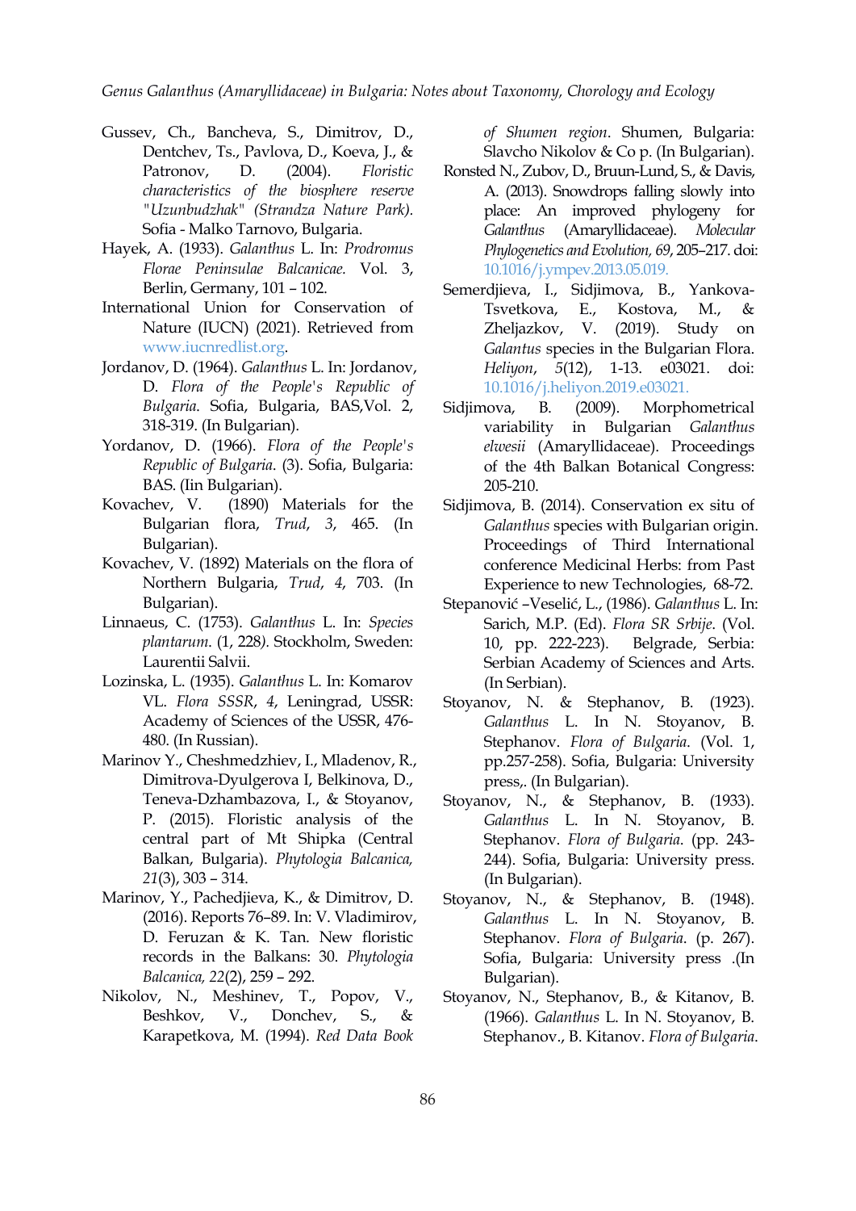Gussev, Ch., Bancheva, S., Dimitrov, D., Dentchev, Ts., Pavlova, D., Koeva, J., & Patronov, D. (2004). *Floristic characteristics of the biosphere reserve "Uzunbudzhak" (Strandza Nature Park).* Sofia - Malko Tarnovo, Bulgaria.

Hayek, A. (1933). *Galanthus* L. In: *Prodromus Florae Peninsulae Balcanicae.* Vol. 3, Berlin, Germany, 101 – 102.

International Union for Conservation of Nature (IUCN) (2021). Retrieved from www.iucnredlist.org.

Jordanov, D. (1964). *Galanthus* L. In: Jordanov, D. *Flora of the People's Republic of Bulgaria*. Sofia, Bulgaria, BAS,Vol. 2, 318-319. (In Bulgarian).

Yordanov, D. (1966). *Flora of the People's Republic of Bulgaria*. (3). Sofia, Bulgaria: BAS. (Iin Bulgarian).

Kovachev, V. (1890) Materials for the Bulgarian flora, *Trud*, *3*, 465. (In Bulgarian).

Kovachev, V. (1892) Materials on the flora of Northern Bulgaria, *Trud*, *4*, 703. (In Bulgarian).

Linnaeus, C. (1753). *Galanthus* L. In: *Species plantarum*. (1, 228*)*. Stockholm, Sweden: Laurentii Salvii.

Lozinska, L. (1935). *Galanthus* L. In: Komarov VL. *Flora SSSR*, *4*, Leningrad, USSR: Academy of Sciences of the USSR, 476-480. (In Russian).

Marinov Y., Cheshmedzhiev, I., Mladenov, R., Dimitrova-Dyulgerova I, Belkinova, D., Teneva-Dzhambazova, I., & Stoyanov, P. (2015). Floristic analysis of the central part of Mt Shipka (Central Balkan, Bulgaria). *Phytologia Balcanica, 21*(3), 303 – 314.

Marinov, Y., Pachedjieva, K., & Dimitrov, D. (2016). Reports 76–89. In: V. Vladimirov, D. Feruzan & K. Tan. New floristic records in the Balkans: 30. *Phytologia Balcanica, 22*(2), 259 – 292.

Nikolov, N., Meshinev, T., Popov, V., Beshkov, V., Donchev, S., & Karapetkova, M. (1994). *Red Data Book of Shumen region*. Shumen, Bulgaria: Slavcho Nikolov & Co p. (In Bulgarian).

Ronsted N., Zubov, D., Bruun-Lund, S., & Davis, A. (2013). Snowdrops falling slowly into place: An improved phylogeny for *Galanthus* (Amaryllidaceae). *Molecular Phylogenetics and Evolution, 69*, 205–217. doi: 10.1016/j.ympev.2013.05.019.

Semerdjieva, I., Sidjimova, B., Yankova-Tsvetkova, E., Kostova, M., & Zheljazkov, V. (2019). Study on *Galantus* species in the Bulgarian Flora. *Heliyon*, *5*(12), 1-13. e03021. doi: 10.1016/j.heliyon.2019.e03021.

Sidjimova, B. (2009). Morphometrical variability in Bulgarian *Galanthus elwesii* (Amaryllidaceae). Proceedings of the 4th Balkan Botanical Congress: 205-210.

Sidjimova, B. (2014). Conservation ex situ of *Galanthus* species with Bulgarian origin. Proceedings of Third International conference Medicinal Herbs: from Past Experience to new Technologies, 68-72.

Stepanović –Veselić, L., (1986). *Galanthus* L. In: Sarich, M.P. (Ed). *Flora SR Srbije*. (Vol. 10, pp. 222-223). Belgrade, Serbia: Serbian Academy of Sciences and Arts. (In Serbian).

Stoyanov, N. & Stephanov, B. (1923). *Galanthus* L. In N. Stoyanov, B. Stephanov. *Flora of Bulgaria*. (Vol. 1, pp.257-258). Sofia, Bulgaria: University press,. (In Bulgarian).

Stoyanov, N., & Stephanov, B. (1933). *Galanthus* L. In N. Stoyanov, B. Stephanov. *Flora of Bulgaria*. (pp. 243-244). Sofia, Bulgaria: University press. (In Bulgarian).

Stoyanov, N., & Stephanov, B. (1948). *Galanthus* L. In N. Stoyanov, B. Stephanov. *Flora of Bulgaria*. (p. 267). Sofia, Bulgaria: University press .(In Bulgarian).

Stoyanov, N., Stephanov, B., & Kitanov, B. (1966). *Galanthus* L. In N. Stoyanov, B. Stephanov., B. Kitanov. *Flora of Bulgaria*.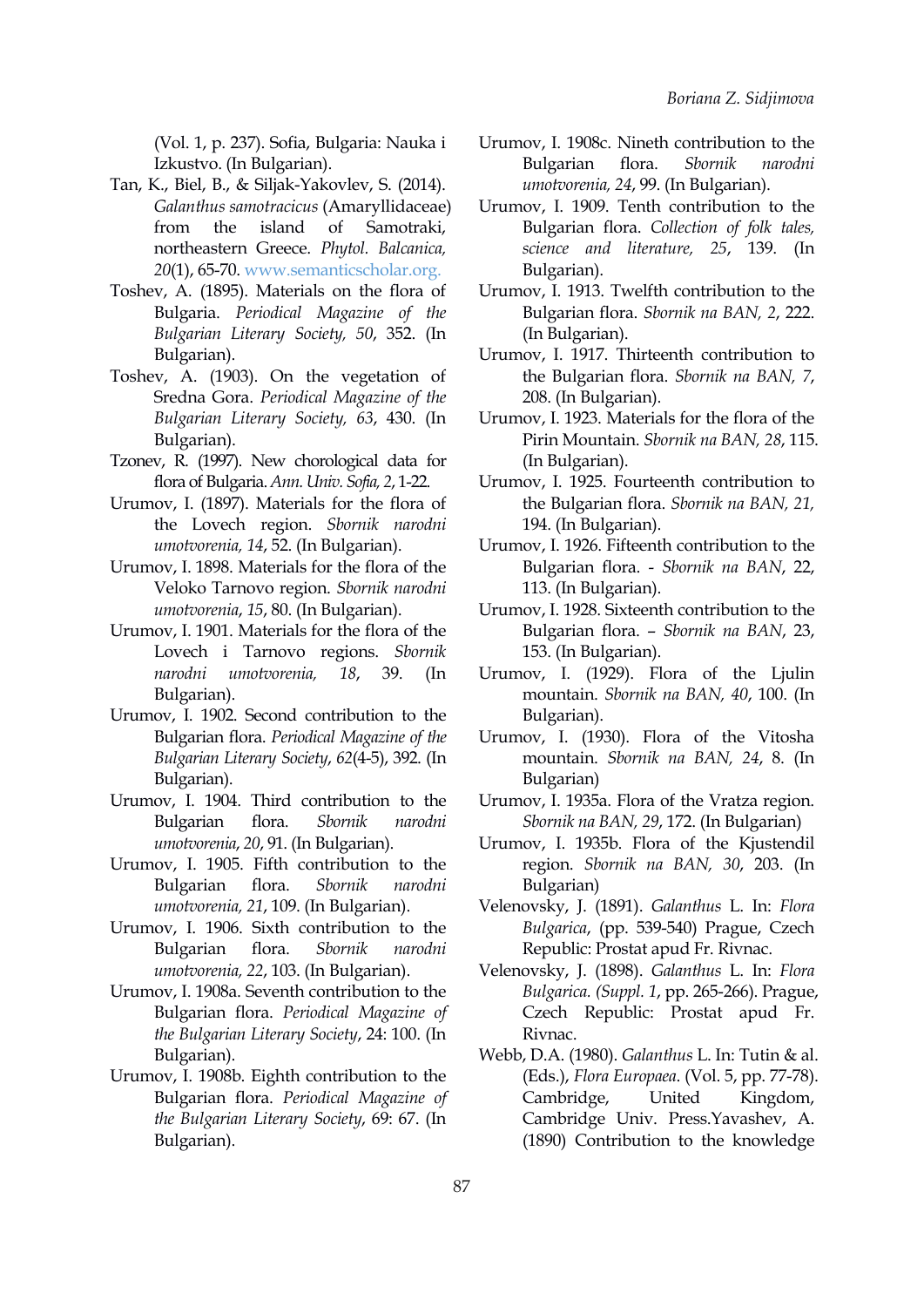(Vol. 1, p. 237). Sofia, Bulgaria: Nauka i Izkustvo. (In Bulgarian).

Tan, K., Biel, B., & Siljak-Yakovlev, S. (2014). *Galanthus samotracicus* (Amaryllidaceae) from the island of Samotraki, northeastern Greece. *Phytol. Balcanica, 20*(1), 65-70. www.semanticscholar.org.

Toshev, A. (1895). Materials on the flora of Bulgaria. *Periodical Magazine of the Bulgarian Literary Society, 50*, 352. (In Bulgarian).

Toshev, A. (1903). On the vegetation of Sredna Gora. *Periodical Magazine of the Bulgarian Literary Society, 63*, 430. (In Bulgarian).

Tzonev, R. (1997). New chorological data for flora of Bulgaria. *Ann. Univ. Sofia, 2*, 1-22.

Urumov, I. (1897). Materials for the flora of the Lovech region. *Sbornik narodni umotvorenia, 14*, 52. (In Bulgarian).

Urumov, I. 1898. Materials for the flora of the Veloko Tarnovo region. *Sbornik narodni umotvorenia*, *15*, 80. (In Bulgarian).

Urumov, I. 1901. Materials for the flora of the Lovech i Tarnovo regions. *Sbornik narodni umotvorenia, 18*, 39. (In Bulgarian).

Urumov, I. 1902. Second contribution to the Bulgarian flora. *Periodical Magazine of the Bulgarian Literary Society*, *62*(4-5), 392. (In Bulgarian).

Urumov, I. 1904. Third contribution to the Bulgarian flora. *Sbornik narodni umotvorenia*, *20*, 91. (In Bulgarian).

Urumov, I. 1905. Fifth contribution to the Bulgarian flora. *Sbornik narodni umotvorenia, 21*, 109. (In Bulgarian).

Urumov, I. 1906. Sixth contribution to the Bulgarian flora. *Sbornik narodni umotvorenia, 22*, 103. (In Bulgarian).

Urumov, I. 1908a. Seventh contribution to the Bulgarian flora. *Periodical Magazine of the Bulgarian Literary Society*, 24: 100. (In Bulgarian).

Urumov, I. 1908b. Eighth contribution to the Bulgarian flora. *Periodical Magazine of the Bulgarian Literary Society*, 69: 67. (In Bulgarian).

Urumov, I. 1908c. Nineth contribution to the Bulgarian flora. *Sbornik narodni umotvorenia, 24*, 99. (In Bulgarian).

Urumov, I. 1909. Tenth contribution to the Bulgarian flora. *Collection of folk tales, science and literature, 25*, 139. (In Bulgarian).

Urumov, I. 1913. Twelfth contribution to the Bulgarian flora. *Sbornik na BAN, 2*, 222. (In Bulgarian).

Urumov, I. 1917. Thirteenth contribution to the Bulgarian flora. *Sbornik na BAN, 7*, 208. (In Bulgarian).

Urumov, I. 1923. Materials for the flora of the Pirin Mountain. *Sbornik na BAN, 28*, 115. (In Bulgarian).

Urumov, I. 1925. Fourteenth contribution to the Bulgarian flora. *Sbornik na BAN, 21,* 194. (In Bulgarian).

Urumov, I. 1926. Fifteenth contribution to the Bulgarian flora. - *Sbornik na BAN*, 22, 113. (In Bulgarian).

Urumov, I. 1928. Sixteenth contribution to the Bulgarian flora. – *Sbornik na BAN*, 23, 153. (In Bulgarian).

Urumov, I. (1929). Flora of the Ljulin mountain. *Sbornik na BAN, 40*, 100. (In Bulgarian).

Urumov, I. (1930). Flora of the Vitosha mountain. *Sbornik na BAN, 24*, 8. (In Bulgarian)

Urumov, I. 1935a. Flora of the Vratza region. *Sbornik na BAN, 29*, 172. (In Bulgarian)

Urumov, I. 1935b. Flora of the Kjustendil region. *Sbornik na BAN, 30*, 203. (In Bulgarian)

Velenovsky, J. (1891). *Galanthus* L. In: *Flora Bulgarica*, (pp. 539-540) Prague, Czech Republic: Prostat apud Fr. Rivnac.

Velenovsky, J. (1898). *Galanthus* L. In: *Flora Bulgarica. (Suppl. 1*, pp. 265-266). Prague, Czech Republic: Prostat apud Fr. Rivnac.

Webb, D.A. (1980). *Galanthus* L. In: Tutin & al. (Eds.), *Flora Europaea*. (Vol. 5, pp. 77-78). Cambridge, United Kingdom, Cambridge Univ. Press.Yavashev, A. (1890) Contribution to the knowledge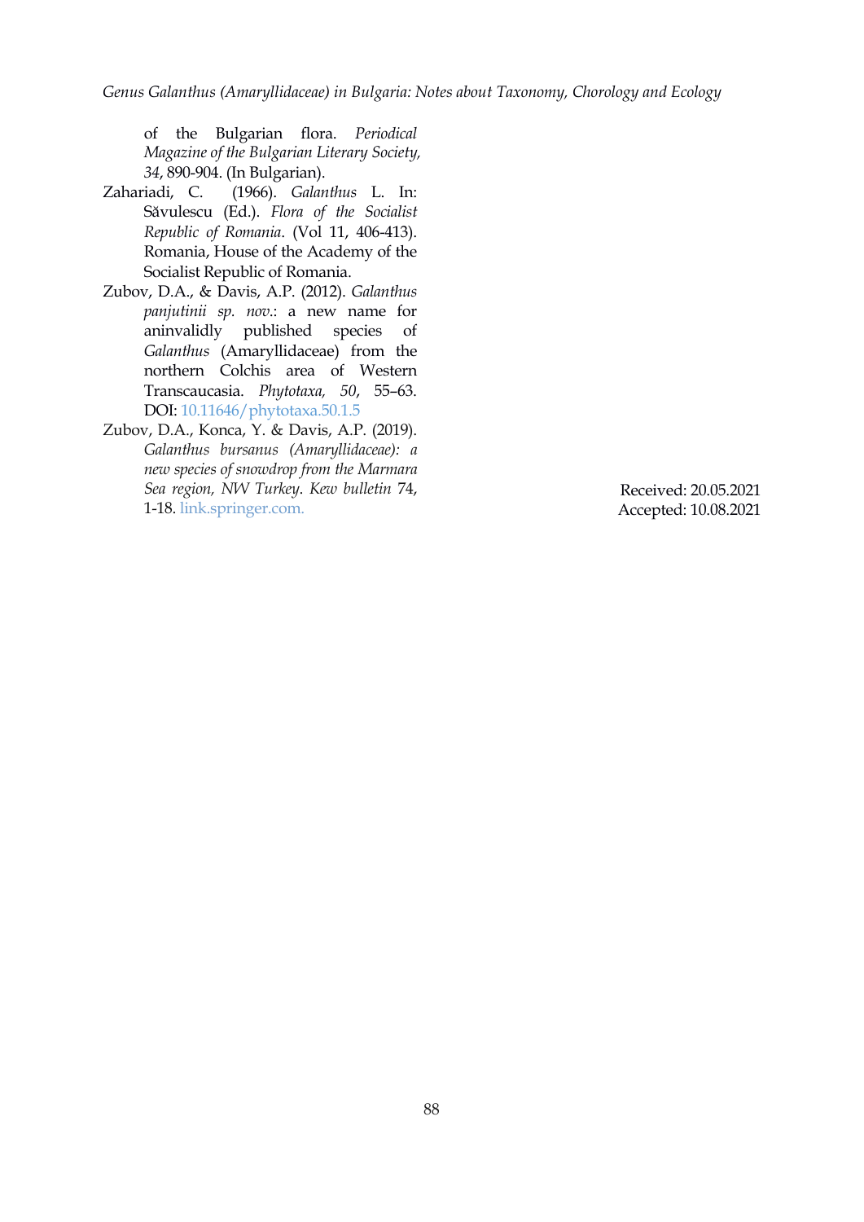of the Bulgarian flora. *Periodical Magazine of the Bulgarian Literary Society, 34*, 890-904. (In Bulgarian).

Zahariadi, C. (1966). *Galanthus* L. In: Săvulescu (Ed.). *Flora of the Socialist Republic of Romania*. (Vol 11, 406-413). Romania, House of the Academy of the Socialist Republic of Romania.

Zubov, D.A., & Davis, A.P. (2012). *Galanthus panjutinii sp. nov*.: a new name for aninvalidly published species of *Galanthus* (Amaryllidaceae) from the northern Colchis area of Western Transcaucasia. *Phytotaxa, 50*, 55–63. DOI: 10.11646/phytotaxa.50.1.5

Zubov, D.A., Konca, Y. & Davis, A.P. (2019). *Galanthus bursanus (Amaryllidaceae): a new species of snowdrop from the Marmara Sea region, NW Turkey*. *Kew bulletin* 74, 1-18. link.springer.com.

Received: 20.05.2021
Accepted: 10.08.2021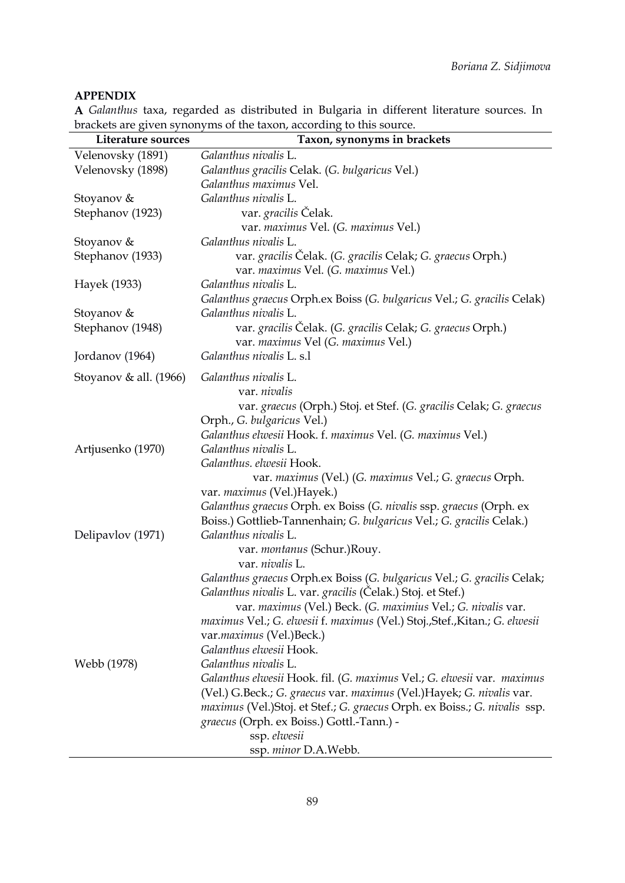## APPENDIX

**A** *Galanthus* taxa, regarded as distributed in Bulgaria in different literature sources. In brackets are given synonyms of the taxon, according to this source.

| Literature sources | Taxon, synonyms in brackets |
|---|---|
| Velenovsky (1891) | *Galanthus nivalis* L. |
| Velenovsky (1898) | *Galanthus gracilis* Celak. (*G. bulgaricus* Vel.) |
| | *Galanthus maximus* Vel. |
| Stoyanov & Stephanov (1923) | *Galanthus nivalis* L. |
| | var. *gracilis* Čelak. |
| | var. *maximus* Vel. (*G. maximus* Vel.) |
| Stoyanov & Stephanov (1933) | *Galanthus nivalis* L. |
| | var. *gracilis* Čelak. (*G. gracilis* Celak; *G. graecus* Orph.) |
| | var. *maximus* Vel. (*G. maximus* Vel.) |
| Hayek (1933) | *Galanthus nivalis* L. |
| | *Galanthus graecus* Orph.ex Boiss (*G. bulgaricus* Vel.; *G. gracilis* Celak) |
| Stoyanov & Stephanov (1948) | *Galanthus nivalis* L. |
| | var. *gracilis* Čelak. (*G. gracilis* Celak; *G. graecus* Orph.) |
| | var. *maximus* Vel (*G. maximus* Vel.) |
| Jordanov (1964) | *Galanthus nivalis* L. s.l |
| Stoyanov & all. (1966) | *Galanthus nivalis* L. |
| | var. *nivalis* |
| | var. *graecus* (Orph.) Stoj. et Stef. (*G. gracilis* Celak; *G. graecus* Orph., *G. bulgaricus* Vel.) |
| | *Galanthus elwesii* Hook. f. *maximus* Vel. (*G. maximus* Vel.) |
| Artjusenko (1970) | *Galanthus nivalis* L. |
| | *Galanthus. elwesii* Hook. |
| | var. *maximus* (Vel.) (*G. maximus* Vel.; *G. graecus* Orph. var. *maximus* (Vel.)Hayek.) |
| | *Galanthus graecus* Orph. ex Boiss (*G. nivalis* ssp. *graecus* (Orph. ex Boiss.) Gottlieb-Tannenhain; *G. bulgaricus* Vel.; *G. gracilis* Celak.) |
| Delipavlov (1971) | *Galanthus nivalis* L. |
| | var. *montanus* (Schur.)Rouy. |
| | var. *nivalis* L. |
| | *Galanthus graecus* Orph.ex Boiss (*G. bulgaricus* Vel.; *G. gracilis* Celak; *Galanthus nivalis* L. var. *gracilis* (Čelak.) Stoj. et Stef.) |
| | var. *maximus* (Vel.) Beck. (*G. maximius* Vel.; *G. nivalis* var. *maximus* Vel.; *G. elwesii* f. *maximus* (Vel.) Stoj.,Stef.,Kitan.; *G. elwesii* var.*maximus* (Vel.)Beck.) |
| | *Galanthus elwesii* Hook. |
| Webb (1978) | *Galanthus nivalis* L. |
| | *Galanthus elwesii* Hook. fil. (*G. maximus* Vel.; *G. elwesii* var. *maximus* (Vel.) G.Beck.; *G. graecus* var. *maximus* (Vel.)Hayek; *G. nivalis* var. *maximus* (Vel.)Stoj. et Stef.; *G. graecus* Orph. ex Boiss.; *G. nivalis* ssp. *graecus* (Orph. ex Boiss.) Gottl.-Tann.) - |
| | ssp. *elwesii* |
| | ssp. *minor* D.A.Webb. |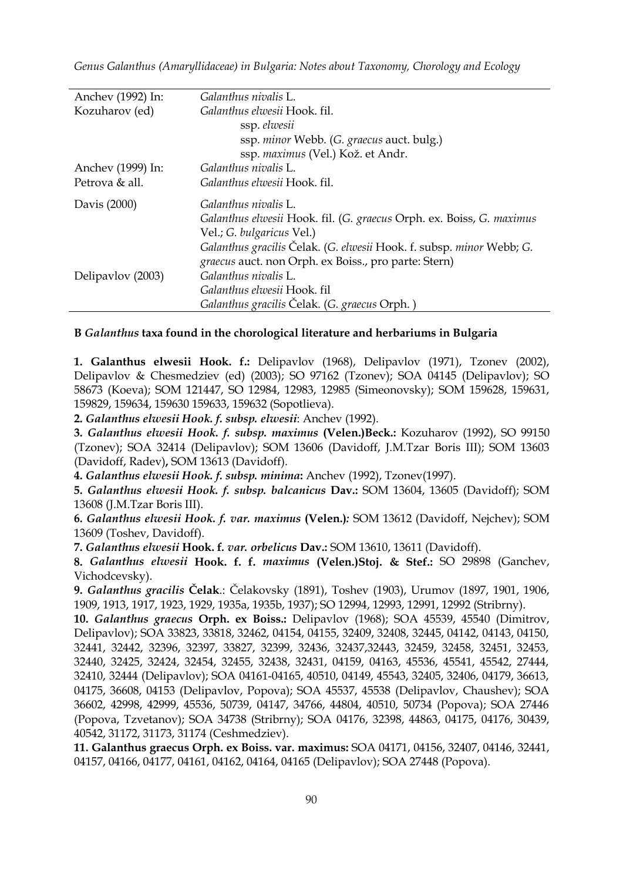| | |
|---|---|
| Anchev (1992) In: Kozuharov (ed) | *Galanthus nivalis* L.<br>*Galanthus elwesii* Hook. fil.<br>ssp. *elwesii*<br>ssp. *minor* Webb. (*G. graecus* auct. bulg.)<br>ssp. *maximus* (Vel.) Kož. et Andr. |
| Anchev (1999) In: Petrova & all. | *Galanthus nivalis* L.<br>*Galanthus elwesii* Hook. fil. |
| Davis (2000) | *Galanthus nivalis* L.<br>*Galanthus elwesii* Hook. fil. (*G. graecus* Orph. ex. Boiss, *G. maximus* Vel.; *G. bulgaricus* Vel.)<br>*Galanthus gracilis* Čelak. (*G. elwesii* Hook. f. subsp. *minor* Webb; *G. graecus* auct. non Orph. ex Boiss., pro parte: Stern) |
| Delipavlov (2003) | *Galanthus nivalis* L.<br>*Galanthus elwesii* Hook. fil<br>*Galanthus gracilis* Čelak. (*G. graecus* Orph. ) |

**B *Galanthus* taxa found in the chorological literature and herbariums in Bulgaria**

**1. Galanthus elwesii Hook. f.:** Delipavlov (1968), Delipavlov (1971), Tzonev (2002), Delipavlov & Chesmedziev (ed) (2003); SO 97162 (Tzonev); SOA 04145 (Delipavlov); SO 58673 (Koeva); SOM 121447, SO 12984, 12983, 12985 (Simeonovsky); SOM 159628, 159631, 159829, 159634, 159630 159633, 159632 (Sopotlieva).

**2.** ***Galanthus elwesii Hook. f. subsp. elwesii***: Anchev (1992).

**3.** ***Galanthus elwesii Hook. f. subsp. maximus*** **(Velen.)Beck.:** Kozuharov (1992), SO 99150 (Tzonev); SOA 32414 (Delipavlov); SOM 13606 (Davidoff, J.M.Tzar Boris III); SOM 13603 (Davidoff, Radev)**,** SOM 13613 (Davidoff).

**4.** ***Galanthus elwesii Hook. f. subsp. minima*****:** Anchev (1992), Tzonev(1997).

**5.** ***Galanthus elwesii Hook. f. subsp. balcanicus*** **Dav.:** SOM 13604, 13605 (Davidoff); SOM 13608 (J.M.Tzar Boris III).

**6.** ***Galanthus elwesii Hook. f. var. maximus*** **(Velen.)***:* SOM 13612 (Davidoff, Nejchev); SOM 13609 (Toshev, Davidoff).

**7.** ***Galanthus elwesii*** **Hook. f.** ***var. orbelicus*** **Dav.:** SOM 13610, 13611 (Davidoff).

**8.** ***Galanthus elwesii*** **Hook. f. f.** ***maximus*** **(Velen.)Stoj. & Stef.:** SO 29898 (Ganchev, Vichodcevsky).

**9.** ***Galanthus gracilis*** **Čelak**.: Čelakovsky (1891), Toshev (1903), Urumov (1897, 1901, 1906, 1909, 1913, 1917, 1923, 1929, 1935a, 1935b, 1937); SO 12994, 12993, 12991, 12992 (Stribrny).

**10.** ***Galanthus graecus*** **Orph. ex Boiss.:** Delipavlov (1968); SOA 45539, 45540 (Dimitrov, Delipavlov); SOA 33823, 33818, 32462, 04154, 04155, 32409, 32408, 32445, 04142, 04143, 04150, 32441, 32442, 32396, 32397, 33827, 32399, 32436, 32437,32443, 32459, 32458, 32451, 32453, 32440, 32425, 32424, 32454, 32455, 32438, 32431, 04159, 04163, 45536, 45541, 45542, 27444, 32410, 32444 (Delipavlov); SOA 04161-04165, 40510, 04149, 45543, 32405, 32406, 04179, 36613, 04175, 36608, 04153 (Delipavlov, Popova); SOA 45537, 45538 (Delipavlov, Chaushev); SOA 36602, 42998, 42999, 45536, 50739, 04147, 34766, 44804, 40510, 50734 (Popova); SOA 27446 (Popova, Tzvetanov); SOA 34738 (Stribrny); SOA 04176, 32398, 44863, 04175, 04176, 30439, 40542, 31172, 31173, 31174 (Ceshmedziev).

**11. Galanthus graecus Orph. ex Boiss. var. maximus:** SOA 04171, 04156, 32407, 04146, 32441, 04157, 04166, 04177, 04161, 04162, 04164, 04165 (Delipavlov); SOA 27448 (Popova).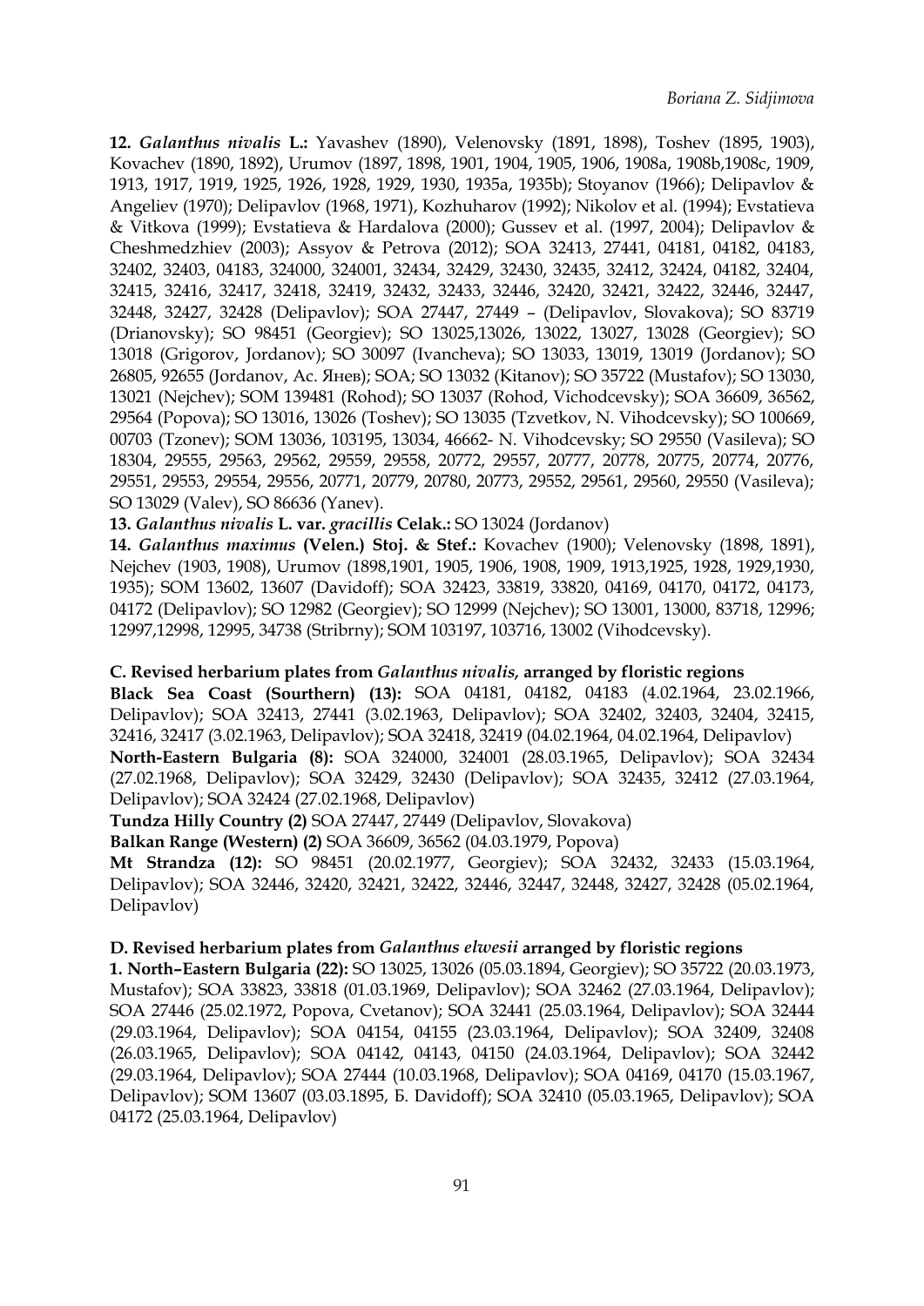**12. *Galanthus nivalis* L.:** Yavashev (1890), Velenovsky (1891, 1898), Toshev (1895, 1903), Kovachev (1890, 1892), Urumov (1897, 1898, 1901, 1904, 1905, 1906, 1908a, 1908b,1908c, 1909, 1913, 1917, 1919, 1925, 1926, 1928, 1929, 1930, 1935a, 1935b); Stoyanov (1966); Delipavlov & Angeliev (1970); Delipavlov (1968, 1971), Kozhuharov (1992); Nikolov et al. (1994); Evstatieva & Vitkova (1999); Evstatieva & Hardalova (2000); Gussev et al. (1997, 2004); Delipavlov & Cheshmedzhiev (2003); Assyov & Petrova (2012); SOA 32413, 27441, 04181, 04182, 04183, 32402, 32403, 04183, 324000, 324001, 32434, 32429, 32430, 32435, 32412, 32424, 04182, 32404, 32415, 32416, 32417, 32418, 32419, 32432, 32433, 32446, 32420, 32421, 32422, 32446, 32447, 32448, 32427, 32428 (Delipavlov); SOA 27447, 27449 – (Delipavlov, Slovakova); SO 83719 (Drianovsky); SO 98451 (Georgiev); SO 13025,13026, 13022, 13027, 13028 (Georgiev); SO 13018 (Grigorov, Jordanov); SO 30097 (Ivancheva); SO 13033, 13019, 13019 (Jordanov); SO 26805, 92655 (Jordanov, Ac. Янев); SOA; SO 13032 (Kitanov); SO 35722 (Mustafov); SO 13030, 13021 (Nejchev); SOM 139481 (Rohod); SO 13037 (Rohod, Vichodcevsky); SOA 36609, 36562, 29564 (Popova); SO 13016, 13026 (Toshev); SO 13035 (Tzvetkov, N. Vihodcevsky); SO 100669, 00703 (Tzonev); SOM 13036, 103195, 13034, 46662- N. Vihodcevsky; SO 29550 (Vasileva); SO 18304, 29555, 29563, 29562, 29559, 29558, 20772, 29557, 20777, 20778, 20775, 20774, 20776, 29551, 29553, 29554, 29556, 20771, 20779, 20780, 20773, 29552, 29561, 29560, 29550 (Vasileva); SO 13029 (Valev), SO 86636 (Yanev).

**13. *Galanthus nivalis* L. var. *gracillis* Celak.:** SO 13024 (Jordanov)

**14. *Galanthus maximus* (Velen.) Stoj. & Stef.:** Kovachev (1900); Velenovsky (1898, 1891), Nejchev (1903, 1908), Urumov (1898,1901, 1905, 1906, 1908, 1909, 1913,1925, 1928, 1929,1930, 1935); SOM 13602, 13607 (Davidoff); SOA 32423, 33819, 33820, 04169, 04170, 04172, 04173, 04172 (Delipavlov); SO 12982 (Georgiev); SO 12999 (Nejchev); SO 13001, 13000, 83718, 12996; 12997,12998, 12995, 34738 (Stribrny); SOM 103197, 103716, 13002 (Vihodcevsky).

**C. Revised herbarium plates from *Galanthus nivalis*, arranged by floristic regions**

**Black Sea Coast (Sourthern) (13):** SOA 04181, 04182, 04183 (4.02.1964, 23.02.1966, Delipavlov); SOA 32413, 27441 (3.02.1963, Delipavlov); SOA 32402, 32403, 32404, 32415, 32416, 32417 (3.02.1963, Delipavlov); SOA 32418, 32419 (04.02.1964, 04.02.1964, Delipavlov)

**North-Eastern Bulgaria (8):** SOA 324000, 324001 (28.03.1965, Delipavlov); SOA 32434 (27.02.1968, Delipavlov); SOA 32429, 32430 (Delipavlov); SOA 32435, 32412 (27.03.1964, Delipavlov); SOA 32424 (27.02.1968, Delipavlov)

**Tundza Hilly Country (2)** SOA 27447, 27449 (Delipavlov, Slovakova)

**Balkan Range (Western) (2)** SOA 36609, 36562 (04.03.1979, Popova)

**Mt Strandza (12):** SO 98451 (20.02.1977, Georgiev); SOA 32432, 32433 (15.03.1964, Delipavlov); SOA 32446, 32420, 32421, 32422, 32446, 32447, 32448, 32427, 32428 (05.02.1964, Delipavlov)

**D. Revised herbarium plates from *Galanthus elwesii* arranged by floristic regions**

**1. North–Eastern Bulgaria (22):** SO 13025, 13026 (05.03.1894, Georgiev); SO 35722 (20.03.1973, Mustafov); SOA 33823, 33818 (01.03.1969, Delipavlov); SOA 32462 (27.03.1964, Delipavlov); SOA 27446 (25.02.1972, Popova, Cvetanov); SOA 32441 (25.03.1964, Delipavlov); SOA 32444 (29.03.1964, Delipavlov); SOA 04154, 04155 (23.03.1964, Delipavlov); SOA 32409, 32408 (26.03.1965, Delipavlov); SOA 04142, 04143, 04150 (24.03.1964, Delipavlov); SOA 32442 (29.03.1964, Delipavlov); SOA 27444 (10.03.1968, Delipavlov); SOA 04169, 04170 (15.03.1967, Delipavlov); SOM 13607 (03.03.1895, Б. Davidoff); SOA 32410 (05.03.1965, Delipavlov); SOA 04172 (25.03.1964, Delipavlov)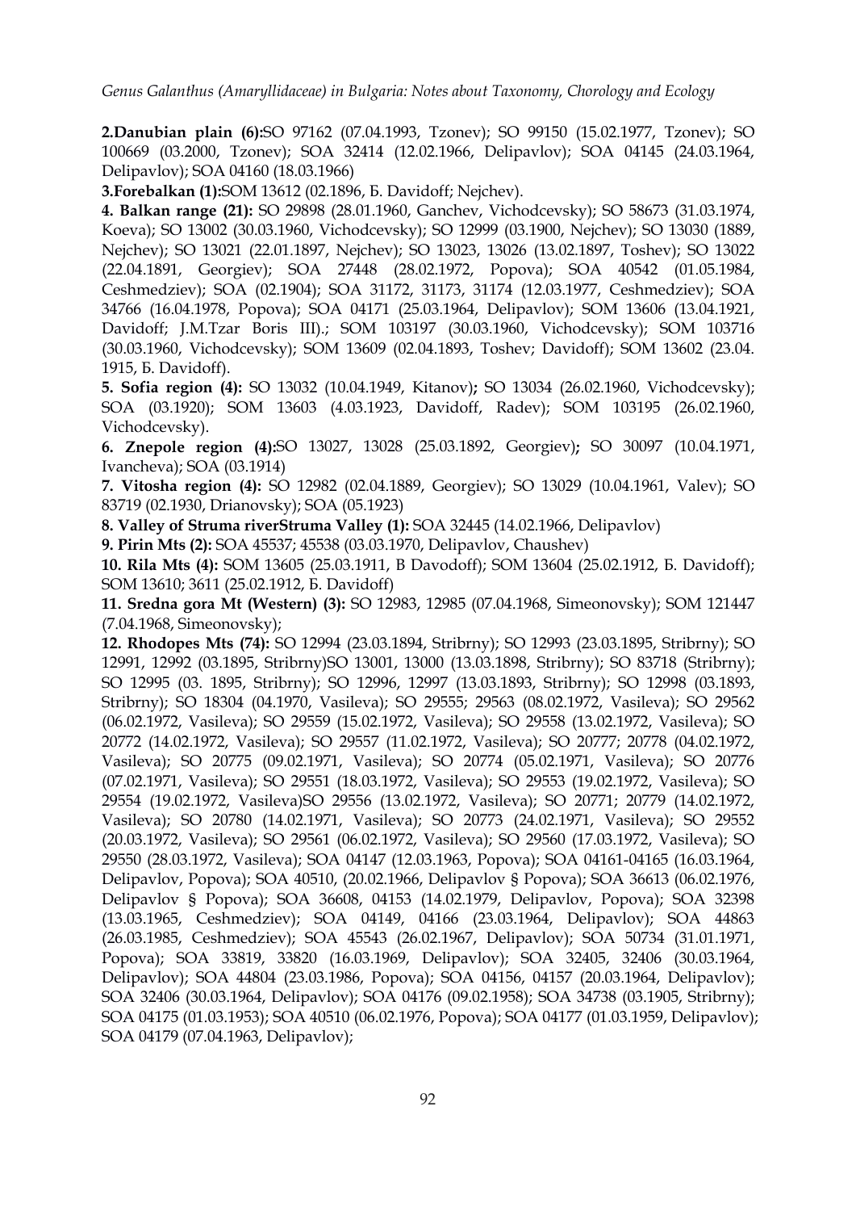**2.Danubian plain (6):**SO 97162 (07.04.1993, Tzonev); SO 99150 (15.02.1977, Tzonev); SO 100669 (03.2000, Tzonev); SOA 32414 (12.02.1966, Delipavlov); SOA 04145 (24.03.1964, Delipavlov); SOA 04160 (18.03.1966)

**3.Forebalkan (1):**SOM 13612 (02.1896, Б. Davidoff; Nejchev).

**4. Balkan range (21):** SO 29898 (28.01.1960, Ganchev, Vichodcevsky); SO 58673 (31.03.1974, Koeva); SO 13002 (30.03.1960, Vichodcevsky); SO 12999 (03.1900, Nejchev); SO 13030 (1889, Nejchev); SO 13021 (22.01.1897, Nejchev); SO 13023, 13026 (13.02.1897, Toshev); SO 13022 (22.04.1891, Georgiev); SOA 27448 (28.02.1972, Popova); SOA 40542 (01.05.1984, Ceshmedziev); SOA (02.1904); SOA 31172, 31173, 31174 (12.03.1977, Ceshmedziev); SOA 34766 (16.04.1978, Popova); SOA 04171 (25.03.1964, Delipavlov); SOM 13606 (13.04.1921, Davidoff; J.M.Tzar Boris III).; SOM 103197 (30.03.1960, Vichodcevsky); SOM 103716 (30.03.1960, Vichodcevsky); SOM 13609 (02.04.1893, Toshev; Davidoff); SOM 13602 (23.04. 1915, Б. Davidoff).

**5. Sofia region (4):** SO 13032 (10.04.1949, Kitanov)**;** SO 13034 (26.02.1960, Vichodcevsky); SOA (03.1920); SOM 13603 (4.03.1923, Davidoff, Radev); SOM 103195 (26.02.1960, Vichodcevsky).

**6. Znepole region (4):**SO 13027, 13028 (25.03.1892, Georgiev)**;** SO 30097 (10.04.1971, Ivancheva); SOA (03.1914)

**7. Vitosha region (4):** SO 12982 (02.04.1889, Georgiev); SO 13029 (10.04.1961, Valev); SO 83719 (02.1930, Drianovsky); SOA (05.1923)

**8. Valley of Struma riverStruma Valley (1):** SOA 32445 (14.02.1966, Delipavlov)

**9. Pirin Mts (2):** SOA 45537; 45538 (03.03.1970, Delipavlov, Chaushev)

**10. Rila Mts (4):** SOM 13605 (25.03.1911, B Davodoff); SOM 13604 (25.02.1912, Б. Davidoff); SOM 13610; 3611 (25.02.1912, Б. Davidoff)

**11. Sredna gora Mt (Western) (3):** SO 12983, 12985 (07.04.1968, Simeonovsky); SOM 121447 (7.04.1968, Simeonovsky);

**12. Rhodopes Mts (74):** SO 12994 (23.03.1894, Stribrny); SO 12993 (23.03.1895, Stribrny); SO 12991, 12992 (03.1895, Stribrny)SO 13001, 13000 (13.03.1898, Stribrny); SO 83718 (Stribrny); SO 12995 (03. 1895, Stribrny); SO 12996, 12997 (13.03.1893, Stribrny); SO 12998 (03.1893, Stribrny); SO 18304 (04.1970, Vasileva); SO 29555; 29563 (08.02.1972, Vasileva); SO 29562 (06.02.1972, Vasileva); SO 29559 (15.02.1972, Vasileva); SO 29558 (13.02.1972, Vasileva); SO 20772 (14.02.1972, Vasileva); SO 29557 (11.02.1972, Vasileva); SO 20777; 20778 (04.02.1972, Vasileva); SO 20775 (09.02.1971, Vasileva); SO 20774 (05.02.1971, Vasileva); SO 20776 (07.02.1971, Vasileva); SO 29551 (18.03.1972, Vasileva); SO 29553 (19.02.1972, Vasileva); SO 29554 (19.02.1972, Vasileva)SO 29556 (13.02.1972, Vasileva); SO 20771; 20779 (14.02.1972, Vasileva); SO 20780 (14.02.1971, Vasileva); SO 20773 (24.02.1971, Vasileva); SO 29552 (20.03.1972, Vasileva); SO 29561 (06.02.1972, Vasileva); SO 29560 (17.03.1972, Vasileva); SO 29550 (28.03.1972, Vasileva); SOA 04147 (12.03.1963, Popova); SOA 04161-04165 (16.03.1964, Delipavlov, Popova); SOA 40510, (20.02.1966, Delipavlov § Popova); SOA 36613 (06.02.1976, Delipavlov § Popova); SOA 36608, 04153 (14.02.1979, Delipavlov, Popova); SOA 32398 (13.03.1965, Ceshmedziev); SOA 04149, 04166 (23.03.1964, Delipavlov); SOA 44863 (26.03.1985, Ceshmedziev); SOA 45543 (26.02.1967, Delipavlov); SOA 50734 (31.01.1971, Popova); SOA 33819, 33820 (16.03.1969, Delipavlov); SOA 32405, 32406 (30.03.1964, Delipavlov); SOA 44804 (23.03.1986, Popova); SOA 04156, 04157 (20.03.1964, Delipavlov); SOA 32406 (30.03.1964, Delipavlov); SOA 04176 (09.02.1958); SOA 34738 (03.1905, Stribrny); SOA 04175 (01.03.1953); SOA 40510 (06.02.1976, Popova); SOA 04177 (01.03.1959, Delipavlov); SOA 04179 (07.04.1963, Delipavlov);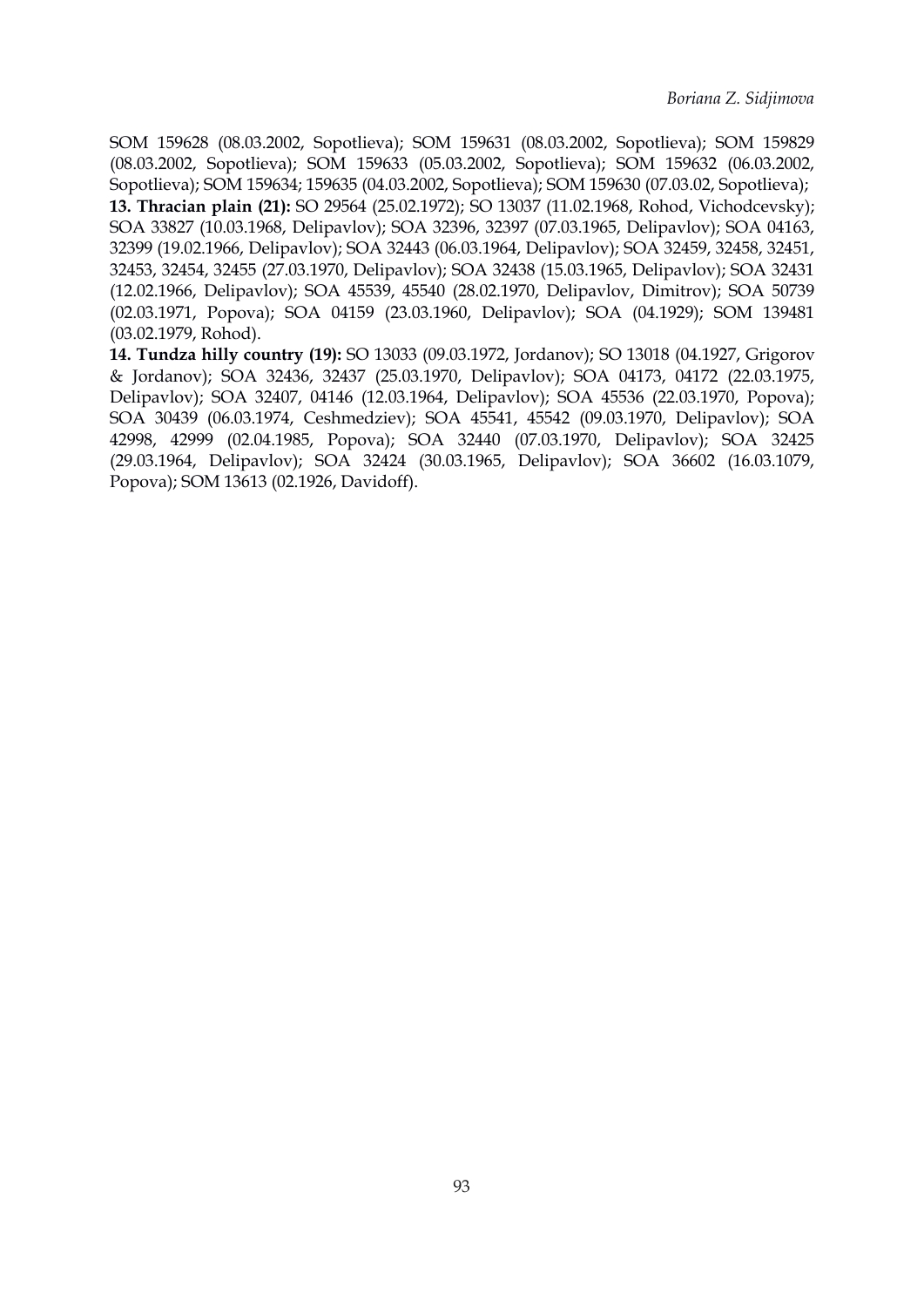SOM 159628 (08.03.2002, Sopotlieva); SOM 159631 (08.03.2002, Sopotlieva); SOM 159829 (08.03.2002, Sopotlieva); SOM 159633 (05.03.2002, Sopotlieva); SOM 159632 (06.03.2002, Sopotlieva); SOM 159634; 159635 (04.03.2002, Sopotlieva); SOM 159630 (07.03.02, Sopotlieva);

**13. Thracian plain (21):** SO 29564 (25.02.1972); SO 13037 (11.02.1968, Rohod, Vichodcevsky); SOA 33827 (10.03.1968, Delipavlov); SOA 32396, 32397 (07.03.1965, Delipavlov); SOA 04163, 32399 (19.02.1966, Delipavlov); SOA 32443 (06.03.1964, Delipavlov); SOA 32459, 32458, 32451, 32453, 32454, 32455 (27.03.1970, Delipavlov); SOA 32438 (15.03.1965, Delipavlov); SOA 32431 (12.02.1966, Delipavlov); SOA 45539, 45540 (28.02.1970, Delipavlov, Dimitrov); SOA 50739 (02.03.1971, Popova); SOA 04159 (23.03.1960, Delipavlov); SOA (04.1929); SOM 139481 (03.02.1979, Rohod).

**14. Tundza hilly country (19):** SO 13033 (09.03.1972, Jordanov); SO 13018 (04.1927, Grigorov & Jordanov); SOA 32436, 32437 (25.03.1970, Delipavlov); SOA 04173, 04172 (22.03.1975, Delipavlov); SOA 32407, 04146 (12.03.1964, Delipavlov); SOA 45536 (22.03.1970, Popova); SOA 30439 (06.03.1974, Ceshmedziev); SOA 45541, 45542 (09.03.1970, Delipavlov); SOA 42998, 42999 (02.04.1985, Popova); SOA 32440 (07.03.1970, Delipavlov); SOA 32425 (29.03.1964, Delipavlov); SOA 32424 (30.03.1965, Delipavlov); SOA 36602 (16.03.1079, Popova); SOM 13613 (02.1926, Davidoff).